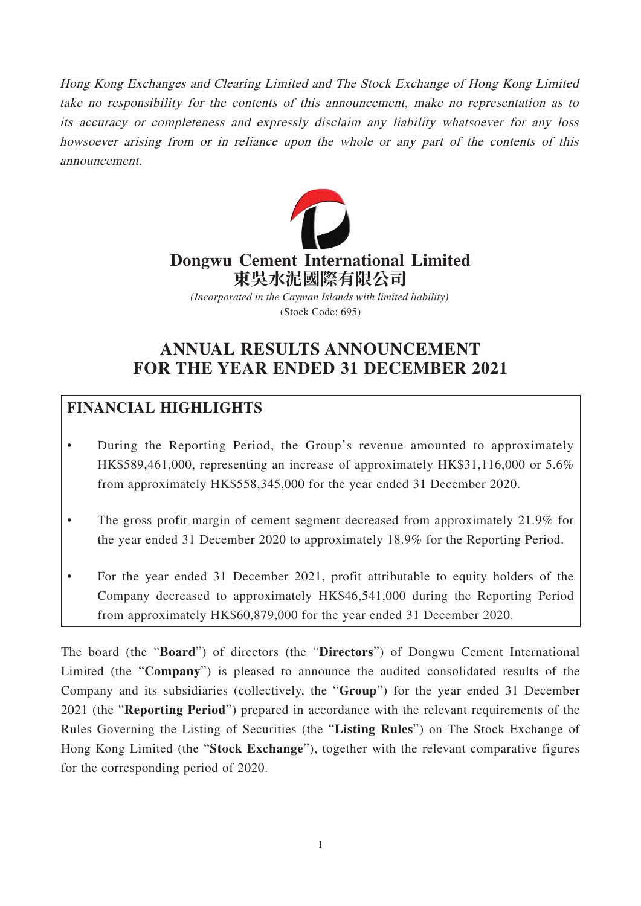*Hong Kong Exchanges and Clearing Limited and The Stock Exchange of Hong Kong Limited take no responsibility for the contents of this announcement, make no representation as to its accuracy or completeness and expressly disclaim any liability whatsoever for any loss howsoever arising from or in reliance upon the whole or any part of the contents of this announcement.*

**Dongwu Cement International Limited**
**東吳水泥國際有限公司**

*(Incorporated in the Cayman Islands with limited liability)*
(Stock Code: 695)

# ANNUAL RESULTS ANNOUNCEMENT FOR THE YEAR ENDED 31 DECEMBER 2021

## FINANCIAL HIGHLIGHTS

- During the Reporting Period, the Group's revenue amounted to approximately HK$589,461,000, representing an increase of approximately HK$31,116,000 or 5.6% from approximately HK$558,345,000 for the year ended 31 December 2020.
- The gross profit margin of cement segment decreased from approximately 21.9% for the year ended 31 December 2020 to approximately 18.9% for the Reporting Period.
- For the year ended 31 December 2021, profit attributable to equity holders of the Company decreased to approximately HK$46,541,000 during the Reporting Period from approximately HK$60,879,000 for the year ended 31 December 2020.

The board (the "**Board**") of directors (the "**Directors**") of Dongwu Cement International Limited (the "**Company**") is pleased to announce the audited consolidated results of the Company and its subsidiaries (collectively, the "**Group**") for the year ended 31 December 2021 (the "**Reporting Period**") prepared in accordance with the relevant requirements of the Rules Governing the Listing of Securities (the "**Listing Rules**") on The Stock Exchange of Hong Kong Limited (the "**Stock Exchange**"), together with the relevant comparative figures for the corresponding period of 2020.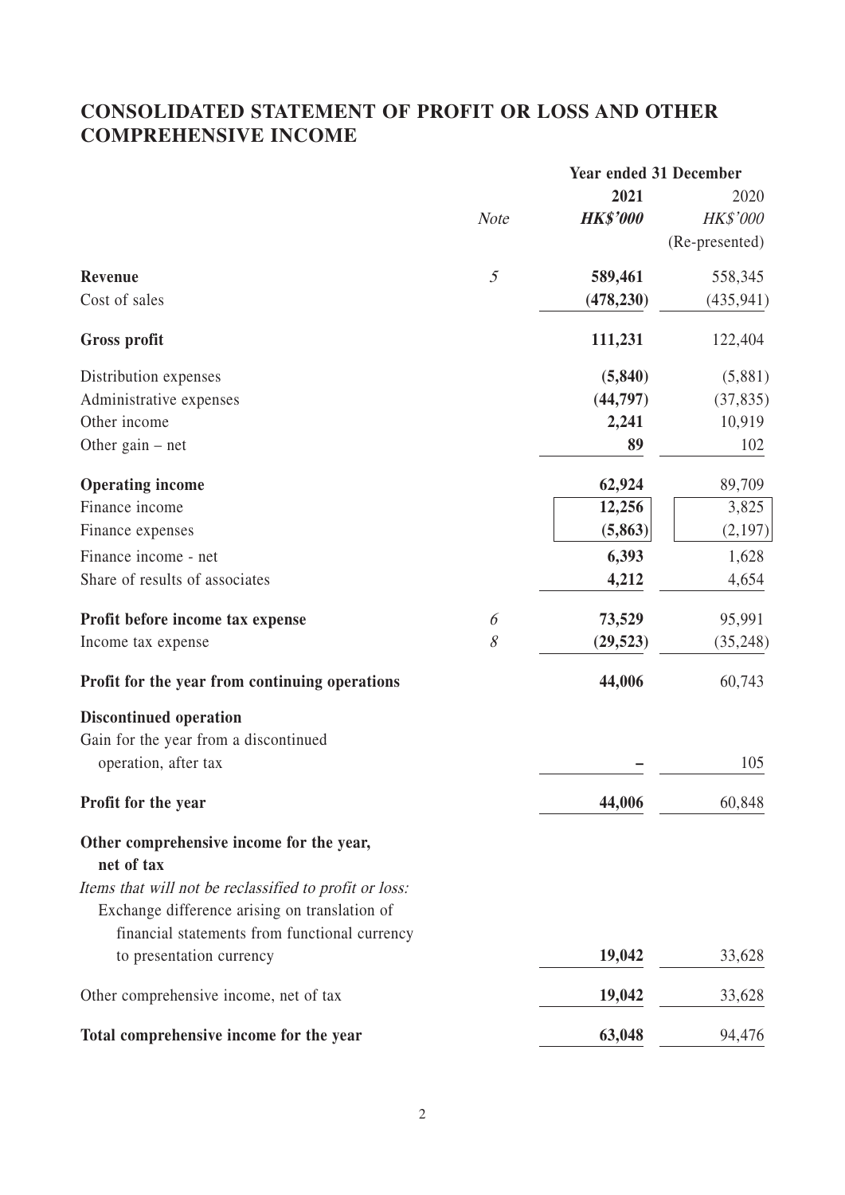# CONSOLIDATED STATEMENT OF PROFIT OR LOSS AND OTHER COMPREHENSIVE INCOME

| | Note | Year ended 31 December 2021 HK$'000 | 2020 HK$'000 (Re-presented) |
|---|---|---|---|
| **Revenue** | 5 | **589,461** | 558,345 |
| Cost of sales | | **(478,230)** | (435,941) |
| **Gross profit** | | **111,231** | 122,404 |
| Distribution expenses | | **(5,840)** | (5,881) |
| Administrative expenses | | **(44,797)** | (37,835) |
| Other income | | **2,241** | 10,919 |
| Other gain – net | | **89** | 102 |
| **Operating income** | | **62,924** | 89,709 |
| Finance income | | **12,256** | 3,825 |
| Finance expenses | | **(5,863)** | (2,197) |
| Finance income - net | | **6,393** | 1,628 |
| Share of results of associates | | **4,212** | 4,654 |
| **Profit before income tax expense** | 6 | **73,529** | 95,991 |
| Income tax expense | 8 | **(29,523)** | (35,248) |
| **Profit for the year from continuing operations** | | **44,006** | 60,743 |
| **Discontinued operation** | | | |
| Gain for the year from a discontinued operation, after tax | | **–** | 105 |
| **Profit for the year** | | **44,006** | 60,848 |
| **Other comprehensive income for the year, net of tax** | | | |
| *Items that will not be reclassified to profit or loss:* | | | |
| Exchange difference arising on translation of financial statements from functional currency to presentation currency | | **19,042** | 33,628 |
| Other comprehensive income, net of tax | | **19,042** | 33,628 |
| **Total comprehensive income for the year** | | **63,048** | 94,476 |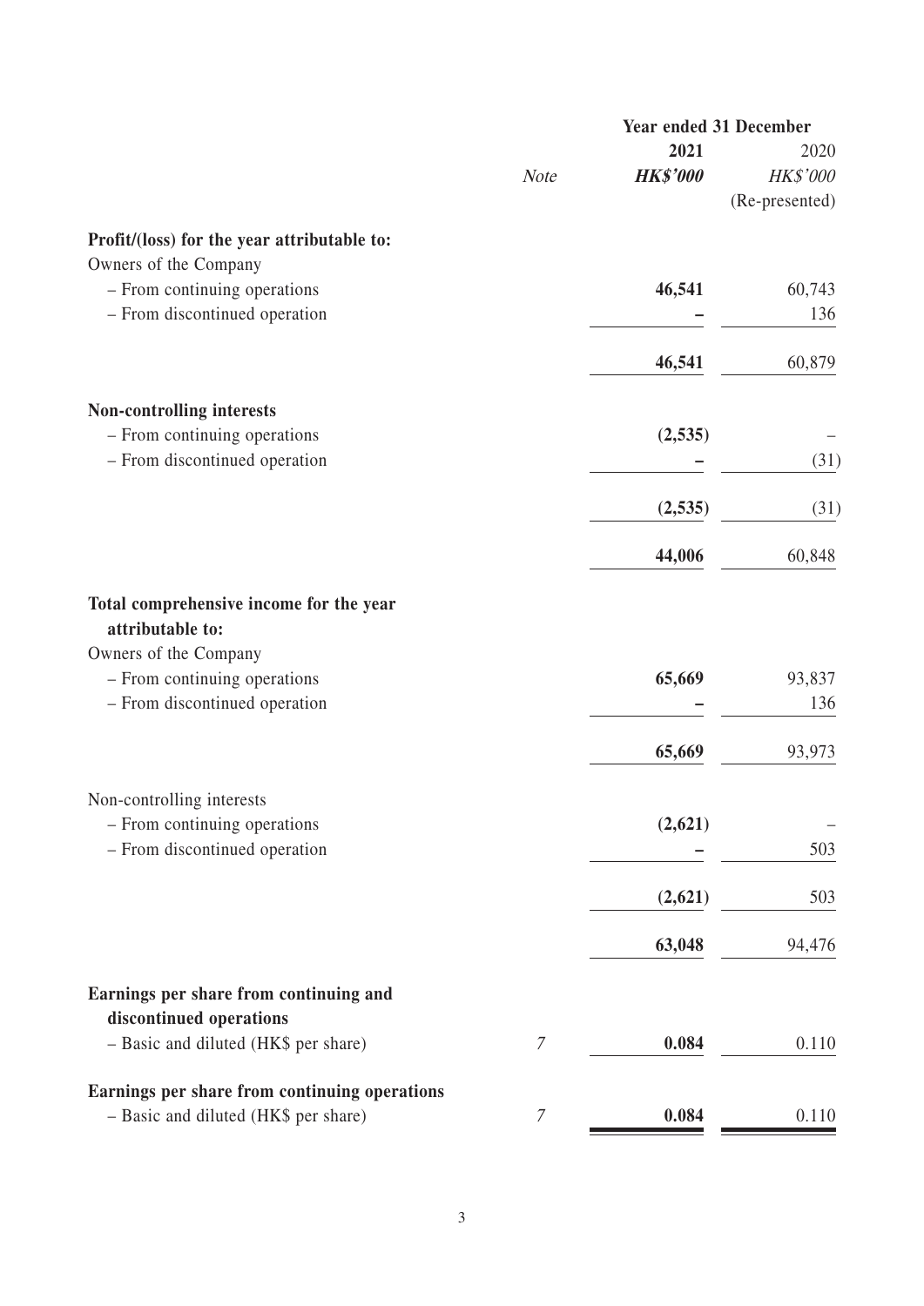| | Note | Year ended 31 December 2021 HK$'000 | 2020 HK$'000 (Re-presented) |
|---|---|---|---|
| **Profit/(loss) for the year attributable to:** | | | |
| Owners of the Company | | | |
| – From continuing operations | | **46,541** | 60,743 |
| – From discontinued operation | | **–** | 136 |
| | | **46,541** | 60,879 |
| **Non-controlling interests** | | | |
| – From continuing operations | | **(2,535)** | – |
| – From discontinued operation | | **–** | (31) |
| | | **(2,535)** | (31) |
| | | **44,006** | 60,848 |
| **Total comprehensive income for the year attributable to:** | | | |
| Owners of the Company | | | |
| – From continuing operations | | **65,669** | 93,837 |
| – From discontinued operation | | **–** | 136 |
| | | **65,669** | 93,973 |
| Non-controlling interests | | | |
| – From continuing operations | | **(2,621)** | – |
| – From discontinued operation | | **–** | 503 |
| | | **(2,621)** | 503 |
| | | **63,048** | 94,476 |
| **Earnings per share from continuing and discontinued operations** | | | |
| – Basic and diluted (HK$ per share) | 7 | **0.084** | 0.110 |
| **Earnings per share from continuing operations** | | | |
| – Basic and diluted (HK$ per share) | 7 | **0.084** | 0.110 |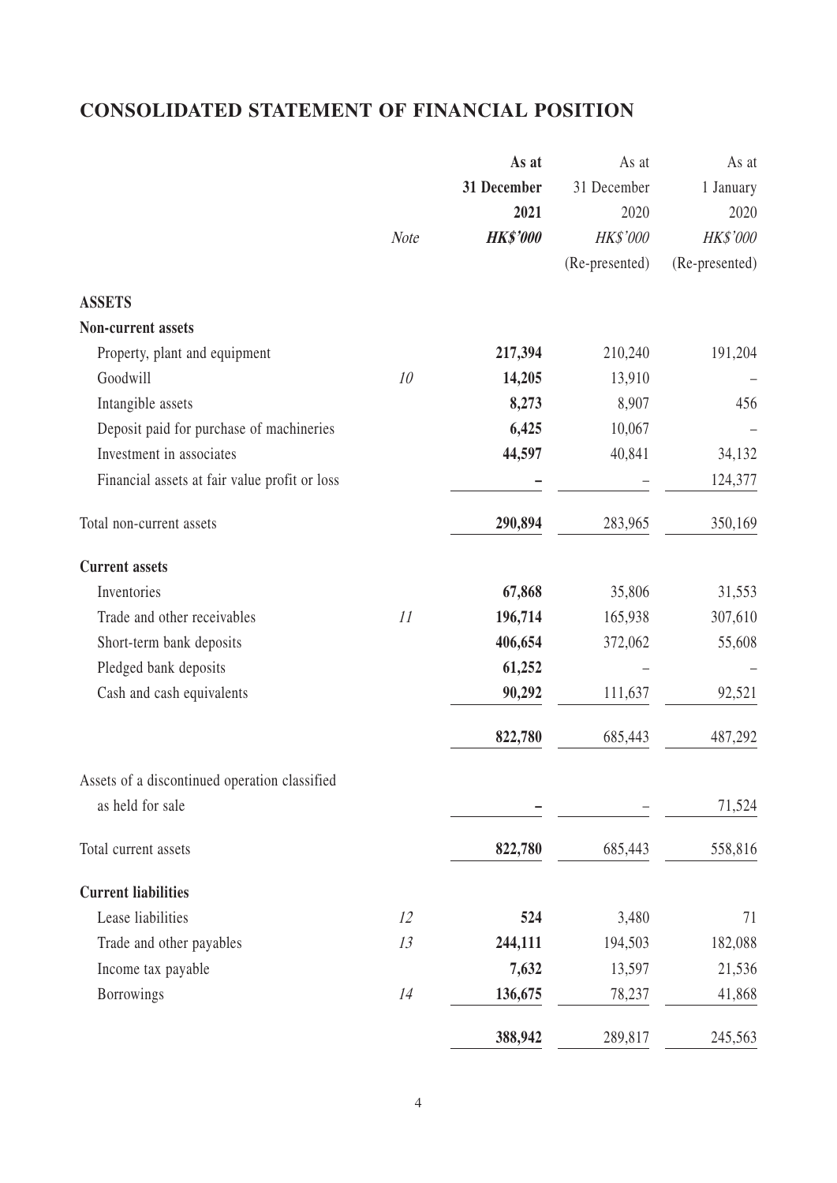# CONSOLIDATED STATEMENT OF FINANCIAL POSITION

| | Note | As at 31 December 2021 HK$'000 | As at 31 December 2020 HK$'000 (Re-presented) | As at 1 January 2020 HK$'000 (Re-presented) |
|---|---|---|---|---|
| **ASSETS** | | | | |
| **Non-current assets** | | | | |
| Property, plant and equipment | | **217,394** | 210,240 | 191,204 |
| Goodwill | *10* | **14,205** | 13,910 | – |
| Intangible assets | | **8,273** | 8,907 | 456 |
| Deposit paid for purchase of machineries | | **6,425** | 10,067 | – |
| Investment in associates | | **44,597** | 40,841 | 34,132 |
| Financial assets at fair value profit or loss | | **–** | – | 124,377 |
| Total non-current assets | | **290,894** | 283,965 | 350,169 |
| **Current assets** | | | | |
| Inventories | | **67,868** | 35,806 | 31,553 |
| Trade and other receivables | *11* | **196,714** | 165,938 | 307,610 |
| Short-term bank deposits | | **406,654** | 372,062 | 55,608 |
| Pledged bank deposits | | **61,252** | – | – |
| Cash and cash equivalents | | **90,292** | 111,637 | 92,521 |
| | | **822,780** | 685,443 | 487,292 |
| Assets of a discontinued operation classified as held for sale | | **–** | – | 71,524 |
| Total current assets | | **822,780** | 685,443 | 558,816 |
| **Current liabilities** | | | | |
| Lease liabilities | *12* | **524** | 3,480 | 71 |
| Trade and other payables | *13* | **244,111** | 194,503 | 182,088 |
| Income tax payable | | **7,632** | 13,597 | 21,536 |
| Borrowings | *14* | **136,675** | 78,237 | 41,868 |
| | | **388,942** | 289,817 | 245,563 |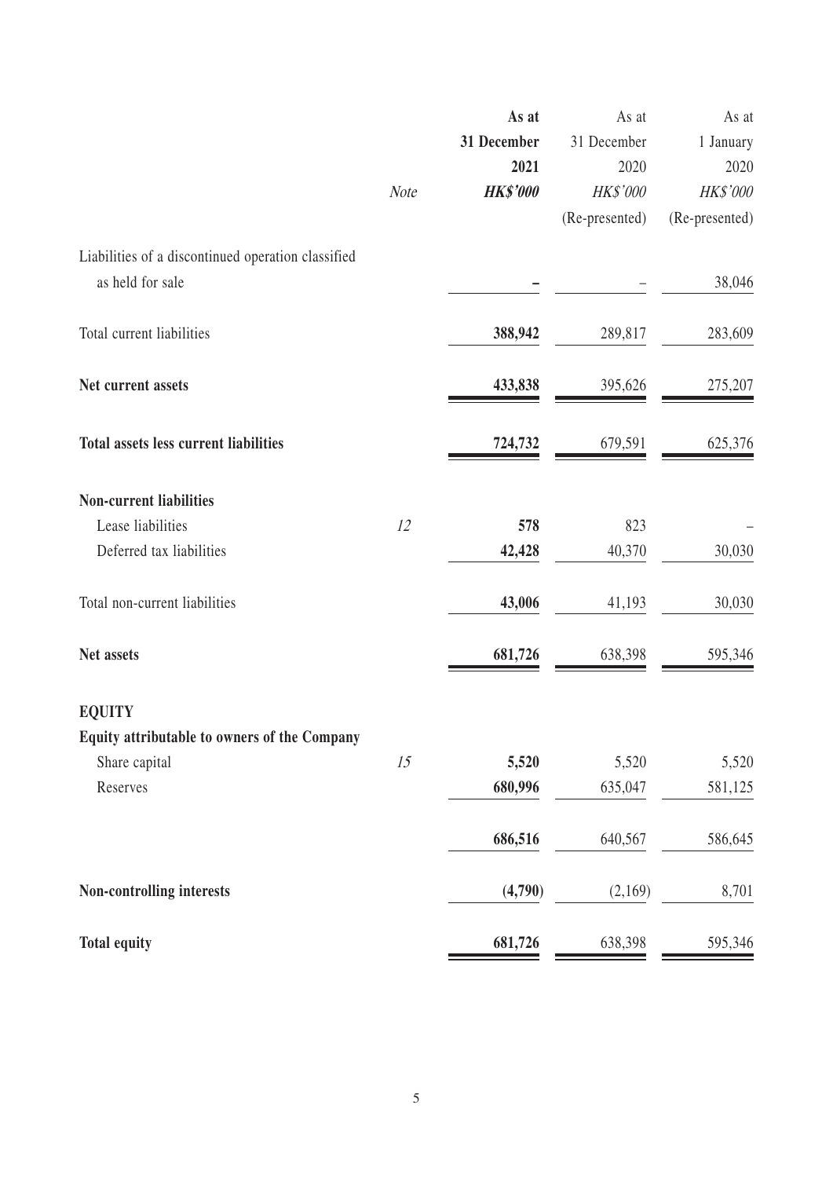| | Note | As at 31 December 2021 HK$'000 | As at 31 December 2020 HK$'000 (Re-presented) | As at 1 January 2020 HK$'000 (Re-presented) |
|---|---|---|---|---|
| Liabilities of a discontinued operation classified as held for sale | | – | – | 38,046 |
| Total current liabilities | | **388,942** | 289,817 | 283,609 |
| **Net current assets** | | **433,838** | 395,626 | 275,207 |
| **Total assets less current liabilities** | | **724,732** | 679,591 | 625,376 |
| **Non-current liabilities** | | | | |
| Lease liabilities | 12 | **578** | 823 | – |
| Deferred tax liabilities | | **42,428** | 40,370 | 30,030 |
| Total non-current liabilities | | **43,006** | 41,193 | 30,030 |
| **Net assets** | | **681,726** | 638,398 | 595,346 |
| **EQUITY** | | | | |
| **Equity attributable to owners of the Company** | | | | |
| Share capital | 15 | **5,520** | 5,520 | 5,520 |
| Reserves | | **680,996** | 635,047 | 581,125 |
| | | **686,516** | 640,567 | 586,645 |
| **Non-controlling interests** | | **(4,790)** | (2,169) | 8,701 |
| **Total equity** | | **681,726** | 638,398 | 595,346 |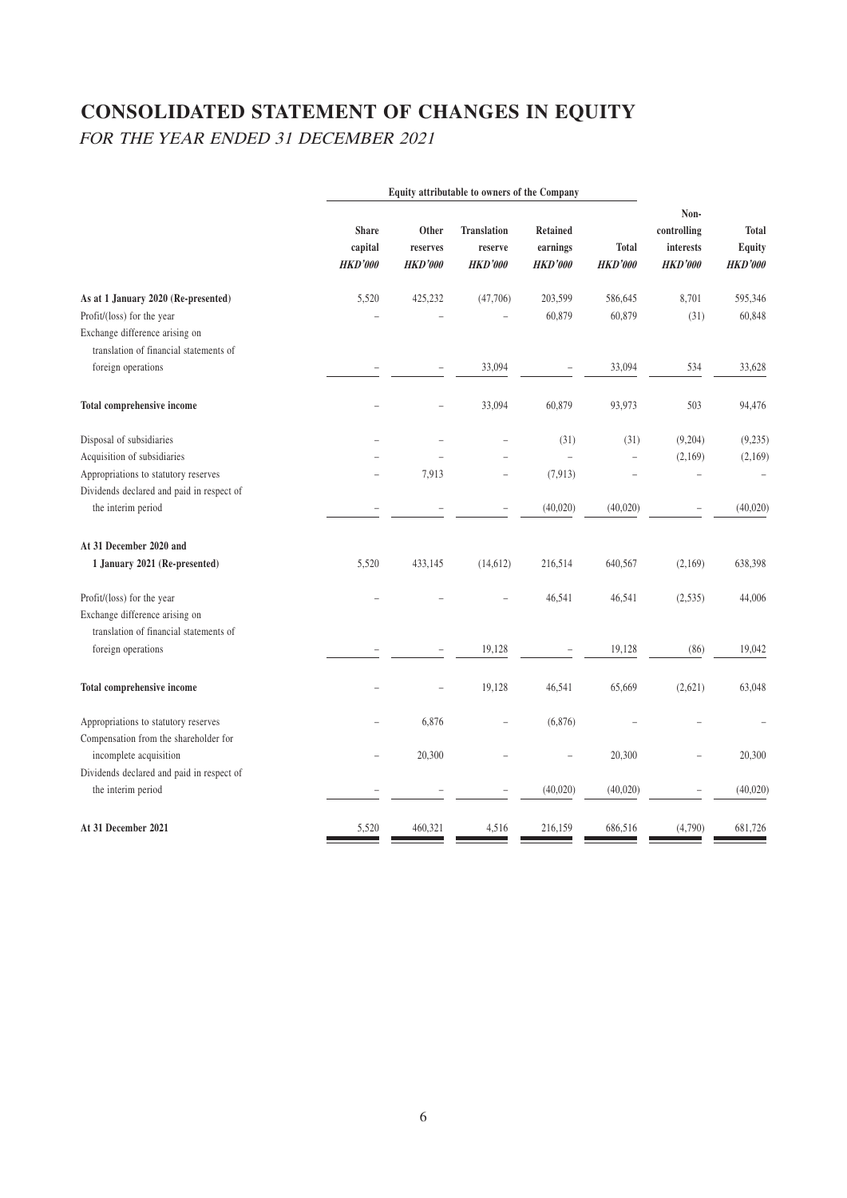# CONSOLIDATED STATEMENT OF CHANGES IN EQUITY

*FOR THE YEAR ENDED 31 DECEMBER 2021*

| | Equity attributable to owners of the Company | | | | | | |
|---|---|---|---|---|---|---|---|
| | **Share capital** ***HKD'000*** | **Other reserves** ***HKD'000*** | **Translation reserve** ***HKD'000*** | **Retained earnings** ***HKD'000*** | **Total** ***HKD'000*** | **Non-controlling interests** ***HKD'000*** | **Total Equity** ***HKD'000*** |
| **As at 1 January 2020 (Re-presented)** | 5,520 | 425,232 | (47,706) | 203,599 | 586,645 | 8,701 | 595,346 |
| Profit/(loss) for the year | – | – | – | 60,879 | 60,879 | (31) | 60,848 |
| Exchange difference arising on translation of financial statements of foreign operations | – | – | 33,094 | – | 33,094 | 534 | 33,628 |
| **Total comprehensive income** | – | – | 33,094 | 60,879 | 93,973 | 503 | 94,476 |
| Disposal of subsidiaries | – | – | – | (31) | (31) | (9,204) | (9,235) |
| Acquisition of subsidiaries | – | – | – | – | – | (2,169) | (2,169) |
| Appropriations to statutory reserves | – | 7,913 | – | (7,913) | – | – | – |
| Dividends declared and paid in respect of the interim period | – | – | – | (40,020) | (40,020) | – | (40,020) |
| **At 31 December 2020 and 1 January 2021 (Re-presented)** | 5,520 | 433,145 | (14,612) | 216,514 | 640,567 | (2,169) | 638,398 |
| Profit/(loss) for the year | – | – | – | 46,541 | 46,541 | (2,535) | 44,006 |
| Exchange difference arising on translation of financial statements of foreign operations | – | – | 19,128 | – | 19,128 | (86) | 19,042 |
| **Total comprehensive income** | – | – | 19,128 | 46,541 | 65,669 | (2,621) | 63,048 |
| Appropriations to statutory reserves | – | 6,876 | – | (6,876) | – | – | – |
| Compensation from the shareholder for incomplete acquisition | – | 20,300 | – | – | 20,300 | – | 20,300 |
| Dividends declared and paid in respect of the interim period | – | – | – | (40,020) | (40,020) | – | (40,020) |
| **At 31 December 2021** | 5,520 | 460,321 | 4,516 | 216,159 | 686,516 | (4,790) | 681,726 |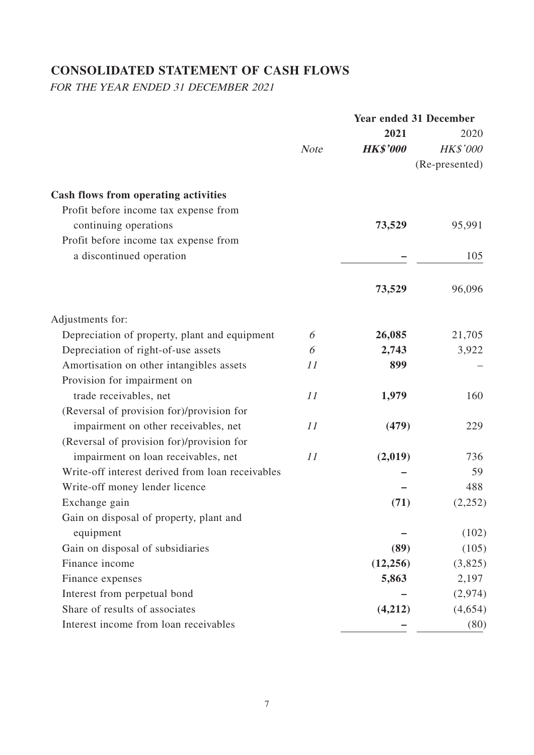# CONSOLIDATED STATEMENT OF CASH FLOWS

*FOR THE YEAR ENDED 31 DECEMBER 2021*

| | Note | Year ended 31 December 2021 HK$'000 | 2020 HK$'000 (Re-presented) |
|---|---|---|---|
| **Cash flows from operating activities** | | | |
| Profit before income tax expense from continuing operations | | **73,529** | 95,991 |
| Profit before income tax expense from a discontinued operation | | **–** | 105 |
| | | **73,529** | 96,096 |
| Adjustments for: | | | |
| Depreciation of property, plant and equipment | 6 | **26,085** | 21,705 |
| Depreciation of right-of-use assets | 6 | **2,743** | 3,922 |
| Amortisation on other intangibles assets | 11 | **899** | – |
| Provision for impairment on trade receivables, net | 11 | **1,979** | 160 |
| (Reversal of provision for)/provision for impairment on other receivables, net | 11 | **(479)** | 229 |
| (Reversal of provision for)/provision for impairment on loan receivables, net | 11 | **(2,019)** | 736 |
| Write-off interest derived from loan receivables | | **–** | 59 |
| Write-off money lender licence | | **–** | 488 |
| Exchange gain | | **(71)** | (2,252) |
| Gain on disposal of property, plant and equipment | | **–** | (102) |
| Gain on disposal of subsidiaries | | **(89)** | (105) |
| Finance income | | **(12,256)** | (3,825) |
| Finance expenses | | **5,863** | 2,197 |
| Interest from perpetual bond | | **–** | (2,974) |
| Share of results of associates | | **(4,212)** | (4,654) |
| Interest income from loan receivables | | **–** | (80) |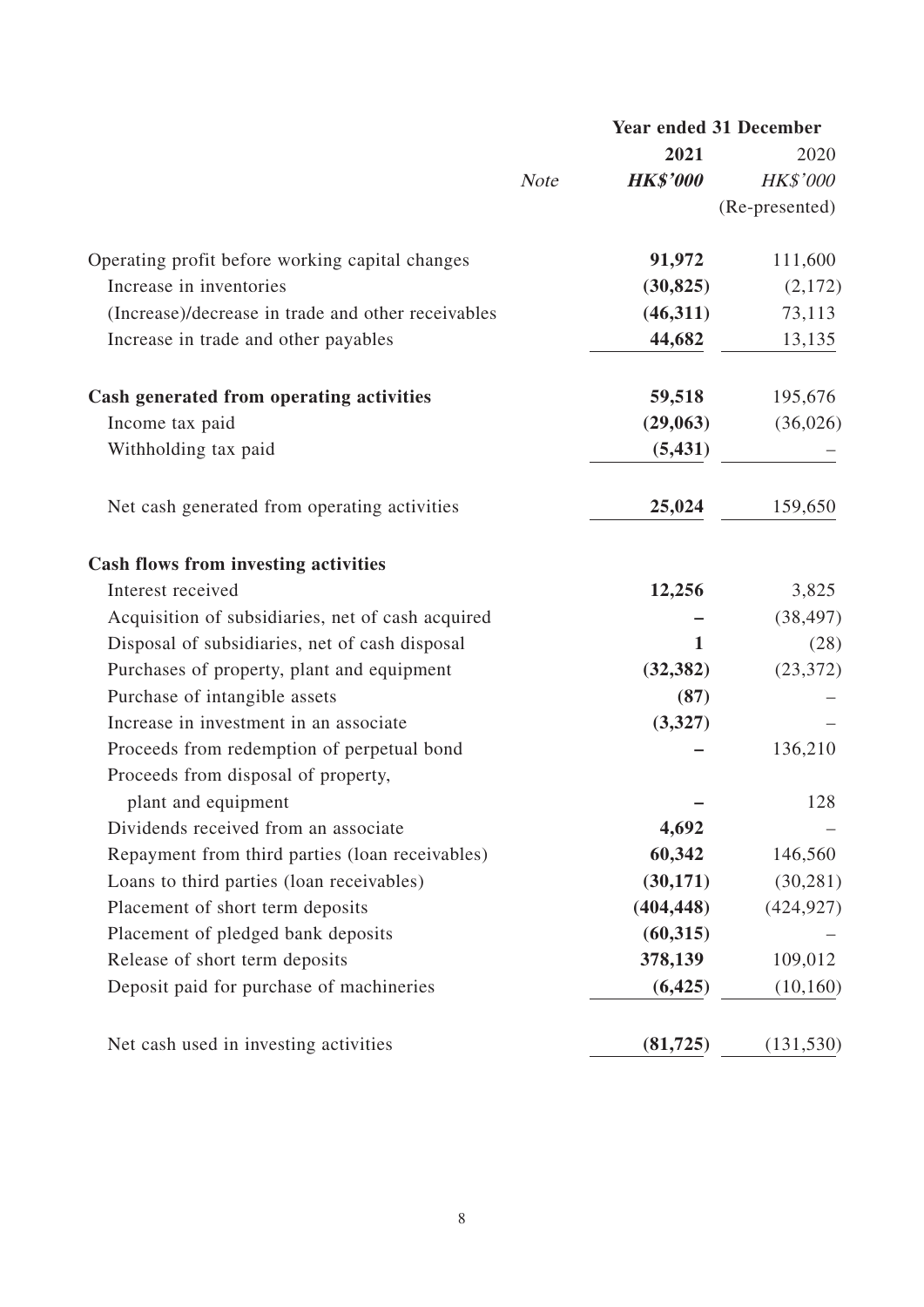| | Note | Year ended 31 December | |
|---|---|---|---|
| | | **2021** | 2020 |
| | | ***HK$'000*** | *HK$'000* |
| | | | (Re-presented) |
| Operating profit before working capital changes | | **91,972** | 111,600 |
| Increase in inventories | | **(30,825)** | (2,172) |
| (Increase)/decrease in trade and other receivables | | **(46,311)** | 73,113 |
| Increase in trade and other payables | | **44,682** | 13,135 |
| **Cash generated from operating activities** | | **59,518** | 195,676 |
| Income tax paid | | **(29,063)** | (36,026) |
| Withholding tax paid | | **(5,431)** | – |
| Net cash generated from operating activities | | **25,024** | 159,650 |
| **Cash flows from investing activities** | | | |
| Interest received | | **12,256** | 3,825 |
| Acquisition of subsidiaries, net of cash acquired | | **–** | (38,497) |
| Disposal of subsidiaries, net of cash disposal | | **1** | (28) |
| Purchases of property, plant and equipment | | **(32,382)** | (23,372) |
| Purchase of intangible assets | | **(87)** | – |
| Increase in investment in an associate | | **(3,327)** | – |
| Proceeds from redemption of perpetual bond | | **–** | 136,210 |
| Proceeds from disposal of property, plant and equipment | | **–** | 128 |
| Dividends received from an associate | | **4,692** | – |
| Repayment from third parties (loan receivables) | | **60,342** | 146,560 |
| Loans to third parties (loan receivables) | | **(30,171)** | (30,281) |
| Placement of short term deposits | | **(404,448)** | (424,927) |
| Placement of pledged bank deposits | | **(60,315)** | – |
| Release of short term deposits | | **378,139** | 109,012 |
| Deposit paid for purchase of machineries | | **(6,425)** | (10,160) |
| Net cash used in investing activities | | **(81,725)** | (131,530) |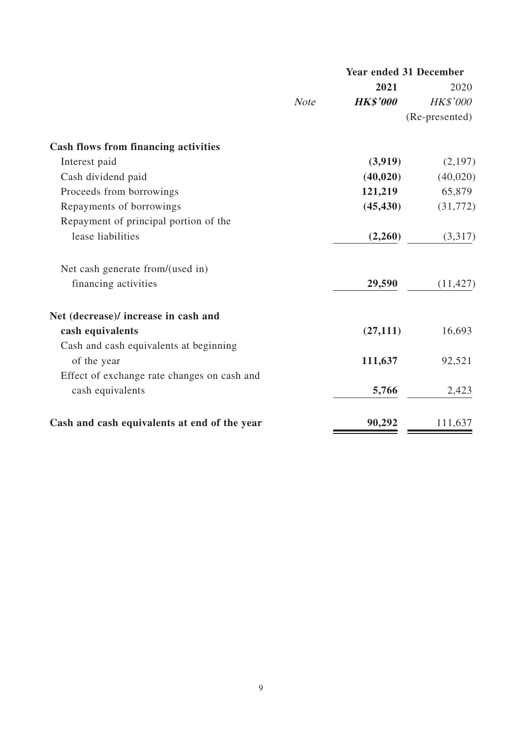| | Note | Year ended 31 December 2021 HK$'000 | 2020 HK$'000 (Re-presented) |
|---|---|---|---|
| **Cash flows from financing activities** | | | |
| Interest paid | | **(3,919)** | (2,197) |
| Cash dividend paid | | **(40,020)** | (40,020) |
| Proceeds from borrowings | | **121,219** | 65,879 |
| Repayments of borrowings | | **(45,430)** | (31,772) |
| Repayment of principal portion of the lease liabilities | | **(2,260)** | (3,317) |
| Net cash generate from/(used in) financing activities | | **29,590** | (11,427) |
| **Net (decrease)/ increase in cash and cash equivalents** | | **(27,111)** | 16,693 |
| Cash and cash equivalents at beginning of the year | | **111,637** | 92,521 |
| Effect of exchange rate changes on cash and cash equivalents | | **5,766** | 2,423 |
| **Cash and cash equivalents at end of the year** | | **90,292** | 111,637 |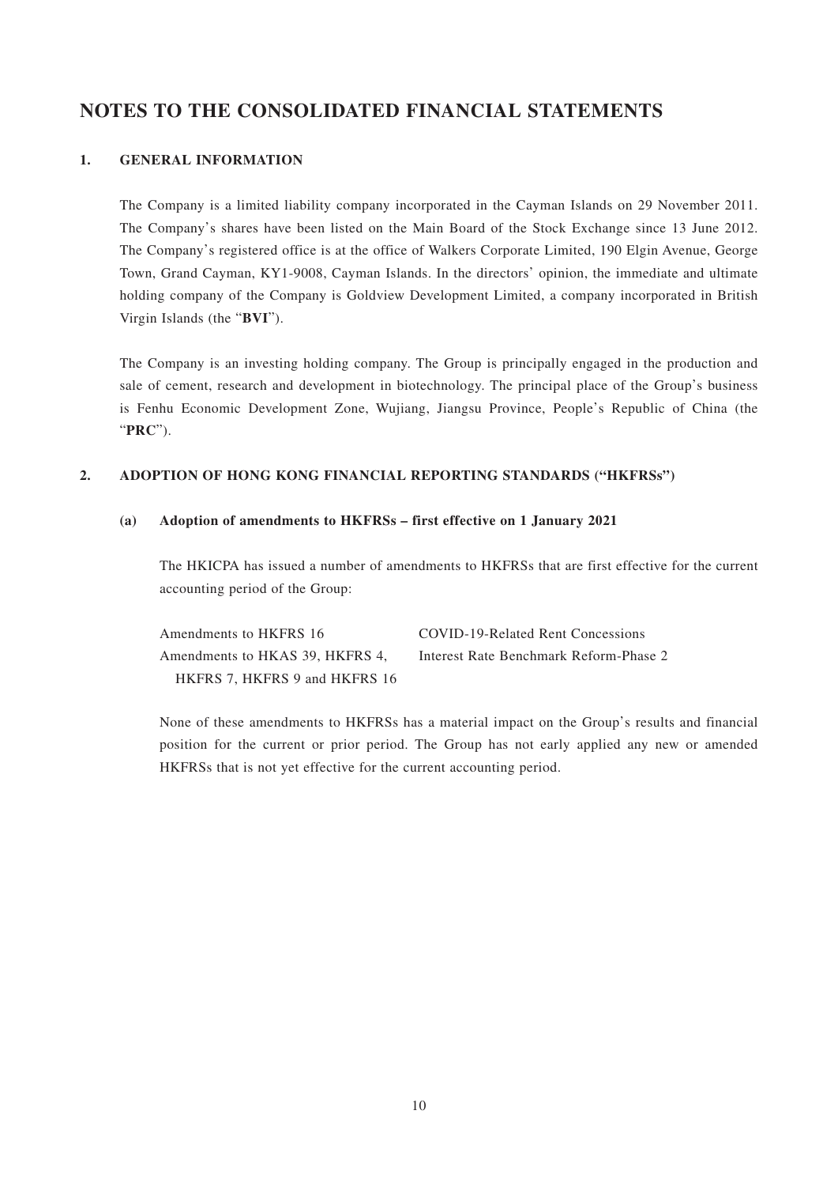# NOTES TO THE CONSOLIDATED FINANCIAL STATEMENTS

## 1. GENERAL INFORMATION

The Company is a limited liability company incorporated in the Cayman Islands on 29 November 2011. The Company's shares have been listed on the Main Board of the Stock Exchange since 13 June 2012. The Company's registered office is at the office of Walkers Corporate Limited, 190 Elgin Avenue, George Town, Grand Cayman, KY1-9008, Cayman Islands. In the directors' opinion, the immediate and ultimate holding company of the Company is Goldview Development Limited, a company incorporated in British Virgin Islands (the "**BVI**").

The Company is an investing holding company. The Group is principally engaged in the production and sale of cement, research and development in biotechnology. The principal place of the Group's business is Fenhu Economic Development Zone, Wujiang, Jiangsu Province, People's Republic of China (the "**PRC**").

## 2. ADOPTION OF HONG KONG FINANCIAL REPORTING STANDARDS ("HKFRSs")

### (a) Adoption of amendments to HKFRSs – first effective on 1 January 2021

The HKICPA has issued a number of amendments to HKFRSs that are first effective for the current accounting period of the Group:

| | |
|---|---|
| Amendments to HKFRS 16 | COVID-19-Related Rent Concessions |
| Amendments to HKAS 39, HKFRS 4, HKFRS 7, HKFRS 9 and HKFRS 16 | Interest Rate Benchmark Reform-Phase 2 |

None of these amendments to HKFRSs has a material impact on the Group's results and financial position for the current or prior period. The Group has not early applied any new or amended HKFRSs that is not yet effective for the current accounting period.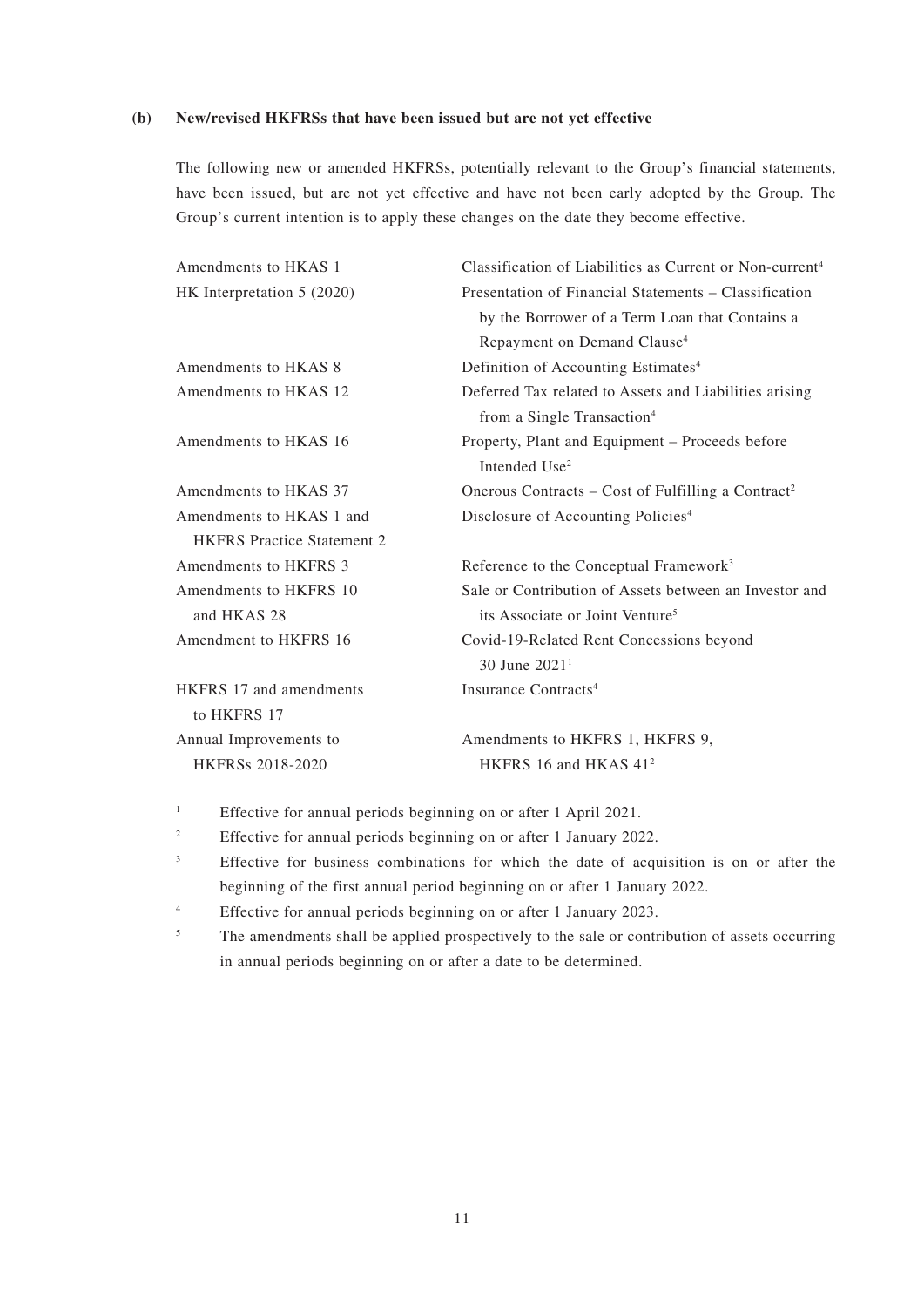**(b) New/revised HKFRSs that have been issued but are not yet effective**

The following new or amended HKFRSs, potentially relevant to the Group's financial statements, have been issued, but are not yet effective and have not been early adopted by the Group. The Group's current intention is to apply these changes on the date they become effective.

| | |
|---|---|
| Amendments to HKAS 1 | Classification of Liabilities as Current or Non-current[4] |
| HK Interpretation 5 (2020) | Presentation of Financial Statements – Classification by the Borrower of a Term Loan that Contains a Repayment on Demand Clause[4] |
| Amendments to HKAS 8 | Definition of Accounting Estimates[4] |
| Amendments to HKAS 12 | Deferred Tax related to Assets and Liabilities arising from a Single Transaction[4] |
| Amendments to HKAS 16 | Property, Plant and Equipment – Proceeds before Intended Use[2] |
| Amendments to HKAS 37 | Onerous Contracts – Cost of Fulfilling a Contract[2] |
| Amendments to HKAS 1 and HKFRS Practice Statement 2 | Disclosure of Accounting Policies[4] |
| Amendments to HKFRS 3 | Reference to the Conceptual Framework[3] |
| Amendments to HKFRS 10 and HKAS 28 | Sale or Contribution of Assets between an Investor and its Associate or Joint Venture[5] |
| Amendment to HKFRS 16 | Covid-19-Related Rent Concessions beyond 30 June 2021[1] |
| HKFRS 17 and amendments to HKFRS 17 | Insurance Contracts[4] |
| Annual Improvements to HKFRSs 2018-2020 | Amendments to HKFRS 1, HKFRS 9, HKFRS 16 and HKAS 41[2] |

[1] Effective for annual periods beginning on or after 1 April 2021.

[2] Effective for annual periods beginning on or after 1 January 2022.

[3] Effective for business combinations for which the date of acquisition is on or after the beginning of the first annual period beginning on or after 1 January 2022.

[4] Effective for annual periods beginning on or after 1 January 2023.

[5] The amendments shall be applied prospectively to the sale or contribution of assets occurring in annual periods beginning on or after a date to be determined.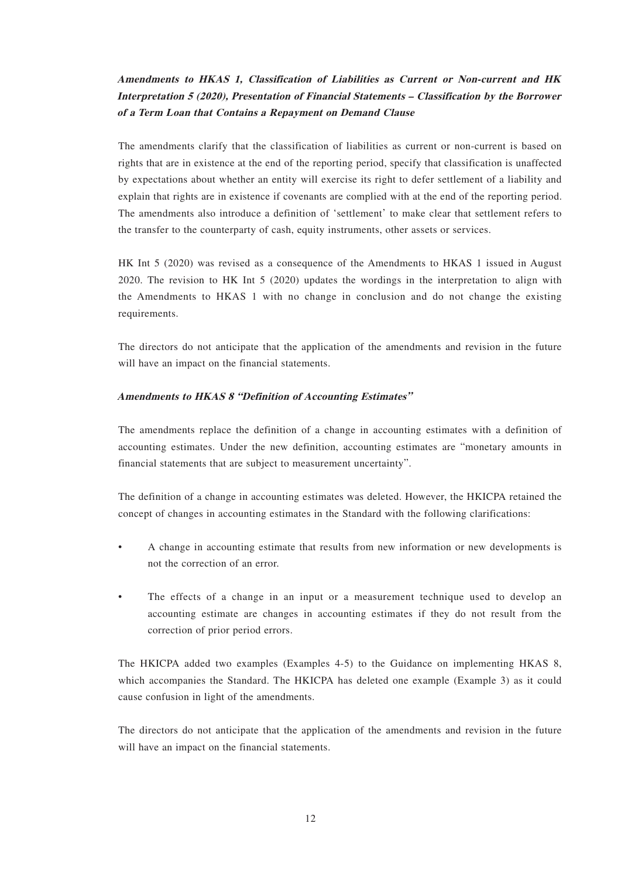***Amendments to HKAS 1, Classification of Liabilities as Current or Non-current and HK Interpretation 5 (2020), Presentation of Financial Statements – Classification by the Borrower of a Term Loan that Contains a Repayment on Demand Clause***

The amendments clarify that the classification of liabilities as current or non-current is based on rights that are in existence at the end of the reporting period, specify that classification is unaffected by expectations about whether an entity will exercise its right to defer settlement of a liability and explain that rights are in existence if covenants are complied with at the end of the reporting period. The amendments also introduce a definition of 'settlement' to make clear that settlement refers to the transfer to the counterparty of cash, equity instruments, other assets or services.

HK Int 5 (2020) was revised as a consequence of the Amendments to HKAS 1 issued in August 2020. The revision to HK Int 5 (2020) updates the wordings in the interpretation to align with the Amendments to HKAS 1 with no change in conclusion and do not change the existing requirements.

The directors do not anticipate that the application of the amendments and revision in the future will have an impact on the financial statements.

***Amendments to HKAS 8 "Definition of Accounting Estimates"***

The amendments replace the definition of a change in accounting estimates with a definition of accounting estimates. Under the new definition, accounting estimates are "monetary amounts in financial statements that are subject to measurement uncertainty".

The definition of a change in accounting estimates was deleted. However, the HKICPA retained the concept of changes in accounting estimates in the Standard with the following clarifications:

- A change in accounting estimate that results from new information or new developments is not the correction of an error.
- The effects of a change in an input or a measurement technique used to develop an accounting estimate are changes in accounting estimates if they do not result from the correction of prior period errors.

The HKICPA added two examples (Examples 4-5) to the Guidance on implementing HKAS 8, which accompanies the Standard. The HKICPA has deleted one example (Example 3) as it could cause confusion in light of the amendments.

The directors do not anticipate that the application of the amendments and revision in the future will have an impact on the financial statements.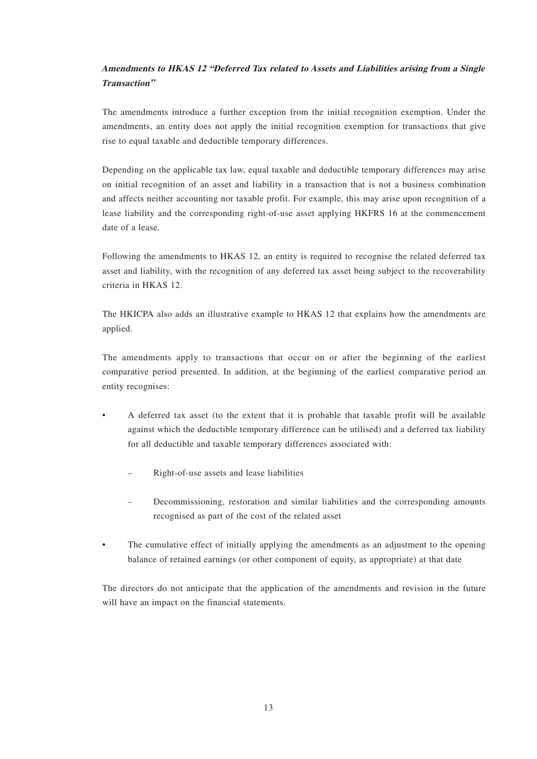***Amendments to HKAS 12 "Deferred Tax related to Assets and Liabilities arising from a Single Transaction"***

The amendments introduce a further exception from the initial recognition exemption. Under the amendments, an entity does not apply the initial recognition exemption for transactions that give rise to equal taxable and deductible temporary differences.

Depending on the applicable tax law, equal taxable and deductible temporary differences may arise on initial recognition of an asset and liability in a transaction that is not a business combination and affects neither accounting nor taxable profit. For example, this may arise upon recognition of a lease liability and the corresponding right-of-use asset applying HKFRS 16 at the commencement date of a lease.

Following the amendments to HKAS 12, an entity is required to recognise the related deferred tax asset and liability, with the recognition of any deferred tax asset being subject to the recoverability criteria in HKAS 12.

The HKICPA also adds an illustrative example to HKAS 12 that explains how the amendments are applied.

The amendments apply to transactions that occur on or after the beginning of the earliest comparative period presented. In addition, at the beginning of the earliest comparative period an entity recognises:

- A deferred tax asset (to the extent that it is probable that taxable profit will be available against which the deductible temporary difference can be utilised) and a deferred tax liability for all deductible and taxable temporary differences associated with:
  - Right-of-use assets and lease liabilities
  - Decommissioning, restoration and similar liabilities and the corresponding amounts recognised as part of the cost of the related asset
- The cumulative effect of initially applying the amendments as an adjustment to the opening balance of retained earnings (or other component of equity, as appropriate) at that date

The directors do not anticipate that the application of the amendments and revision in the future will have an impact on the financial statements.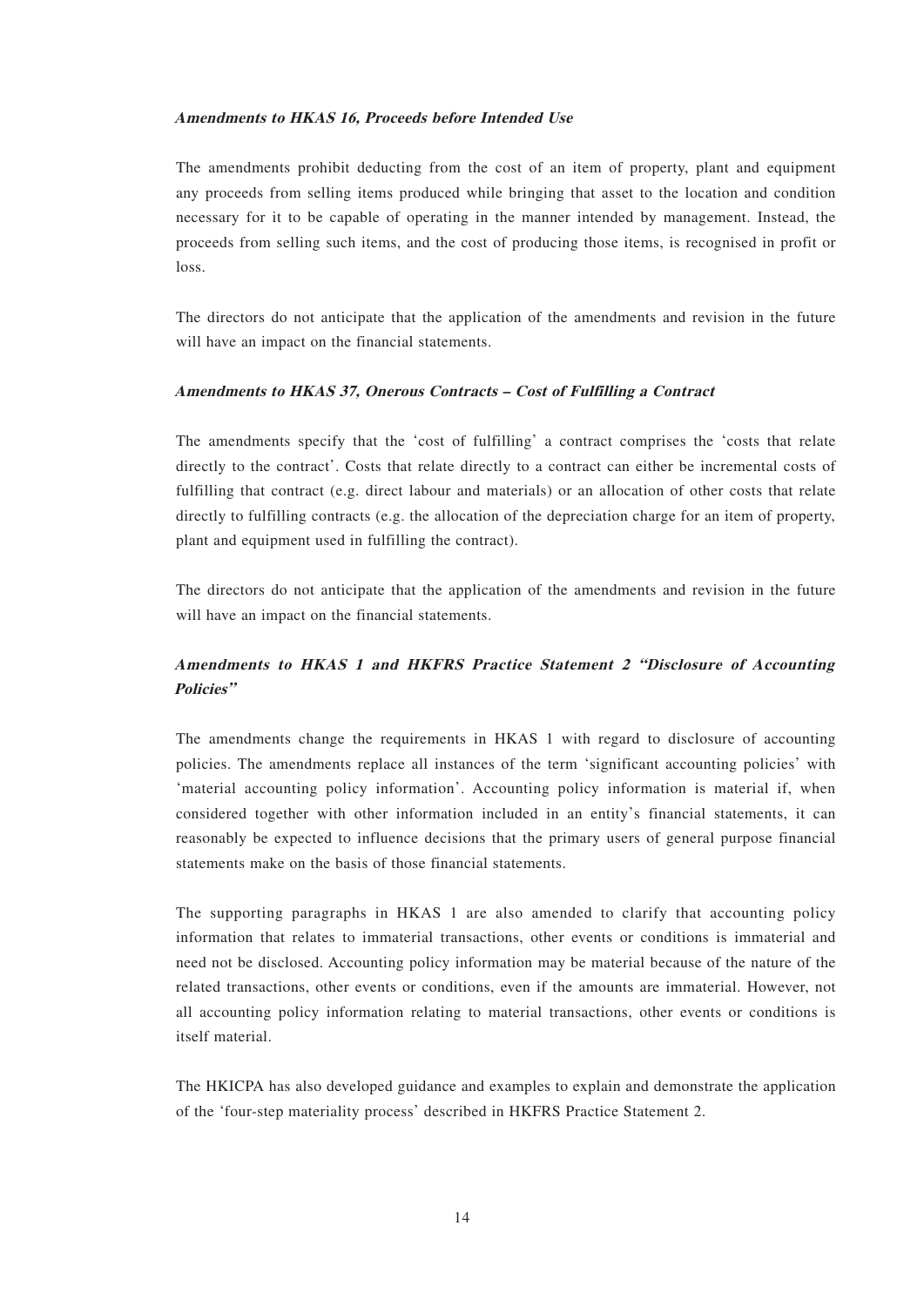***Amendments to HKAS 16, Proceeds before Intended Use***

The amendments prohibit deducting from the cost of an item of property, plant and equipment any proceeds from selling items produced while bringing that asset to the location and condition necessary for it to be capable of operating in the manner intended by management. Instead, the proceeds from selling such items, and the cost of producing those items, is recognised in profit or loss.

The directors do not anticipate that the application of the amendments and revision in the future will have an impact on the financial statements.

***Amendments to HKAS 37, Onerous Contracts – Cost of Fulfilling a Contract***

The amendments specify that the 'cost of fulfilling' a contract comprises the 'costs that relate directly to the contract'. Costs that relate directly to a contract can either be incremental costs of fulfilling that contract (e.g. direct labour and materials) or an allocation of other costs that relate directly to fulfilling contracts (e.g. the allocation of the depreciation charge for an item of property, plant and equipment used in fulfilling the contract).

The directors do not anticipate that the application of the amendments and revision in the future will have an impact on the financial statements.

***Amendments to HKAS 1 and HKFRS Practice Statement 2 "Disclosure of Accounting Policies"***

The amendments change the requirements in HKAS 1 with regard to disclosure of accounting policies. The amendments replace all instances of the term 'significant accounting policies' with 'material accounting policy information'. Accounting policy information is material if, when considered together with other information included in an entity's financial statements, it can reasonably be expected to influence decisions that the primary users of general purpose financial statements make on the basis of those financial statements.

The supporting paragraphs in HKAS 1 are also amended to clarify that accounting policy information that relates to immaterial transactions, other events or conditions is immaterial and need not be disclosed. Accounting policy information may be material because of the nature of the related transactions, other events or conditions, even if the amounts are immaterial. However, not all accounting policy information relating to material transactions, other events or conditions is itself material.

The HKICPA has also developed guidance and examples to explain and demonstrate the application of the 'four-step materiality process' described in HKFRS Practice Statement 2.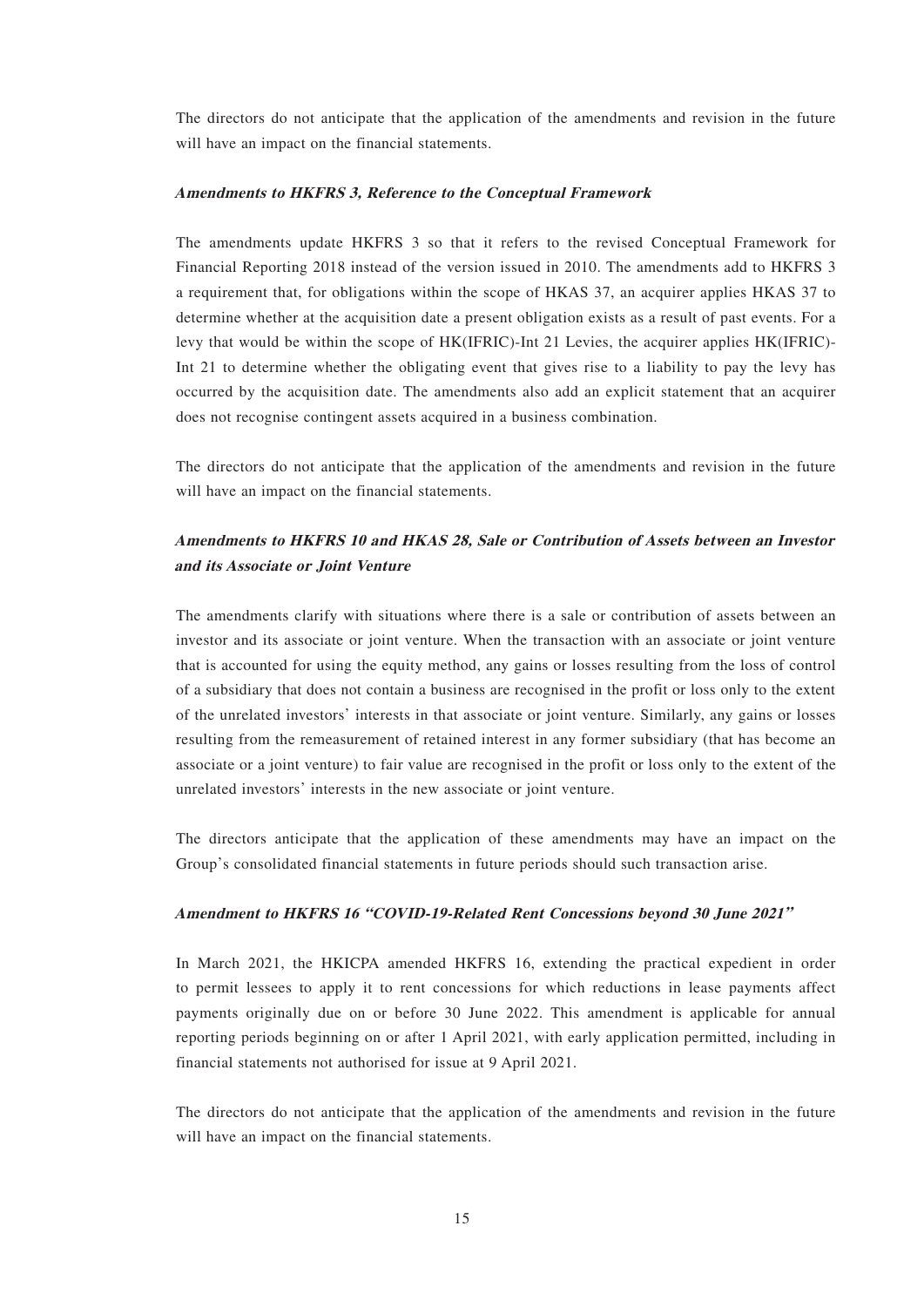The directors do not anticipate that the application of the amendments and revision in the future will have an impact on the financial statements.

***Amendments to HKFRS 3, Reference to the Conceptual Framework***

The amendments update HKFRS 3 so that it refers to the revised Conceptual Framework for Financial Reporting 2018 instead of the version issued in 2010. The amendments add to HKFRS 3 a requirement that, for obligations within the scope of HKAS 37, an acquirer applies HKAS 37 to determine whether at the acquisition date a present obligation exists as a result of past events. For a levy that would be within the scope of HK(IFRIC)-Int 21 Levies, the acquirer applies HK(IFRIC)-Int 21 to determine whether the obligating event that gives rise to a liability to pay the levy has occurred by the acquisition date. The amendments also add an explicit statement that an acquirer does not recognise contingent assets acquired in a business combination.

The directors do not anticipate that the application of the amendments and revision in the future will have an impact on the financial statements.

***Amendments to HKFRS 10 and HKAS 28, Sale or Contribution of Assets between an Investor and its Associate or Joint Venture***

The amendments clarify with situations where there is a sale or contribution of assets between an investor and its associate or joint venture. When the transaction with an associate or joint venture that is accounted for using the equity method, any gains or losses resulting from the loss of control of a subsidiary that does not contain a business are recognised in the profit or loss only to the extent of the unrelated investors' interests in that associate or joint venture. Similarly, any gains or losses resulting from the remeasurement of retained interest in any former subsidiary (that has become an associate or a joint venture) to fair value are recognised in the profit or loss only to the extent of the unrelated investors' interests in the new associate or joint venture.

The directors anticipate that the application of these amendments may have an impact on the Group's consolidated financial statements in future periods should such transaction arise.

***Amendment to HKFRS 16 "COVID-19-Related Rent Concessions beyond 30 June 2021"***

In March 2021, the HKICPA amended HKFRS 16, extending the practical expedient in order to permit lessees to apply it to rent concessions for which reductions in lease payments affect payments originally due on or before 30 June 2022. This amendment is applicable for annual reporting periods beginning on or after 1 April 2021, with early application permitted, including in financial statements not authorised for issue at 9 April 2021.

The directors do not anticipate that the application of the amendments and revision in the future will have an impact on the financial statements.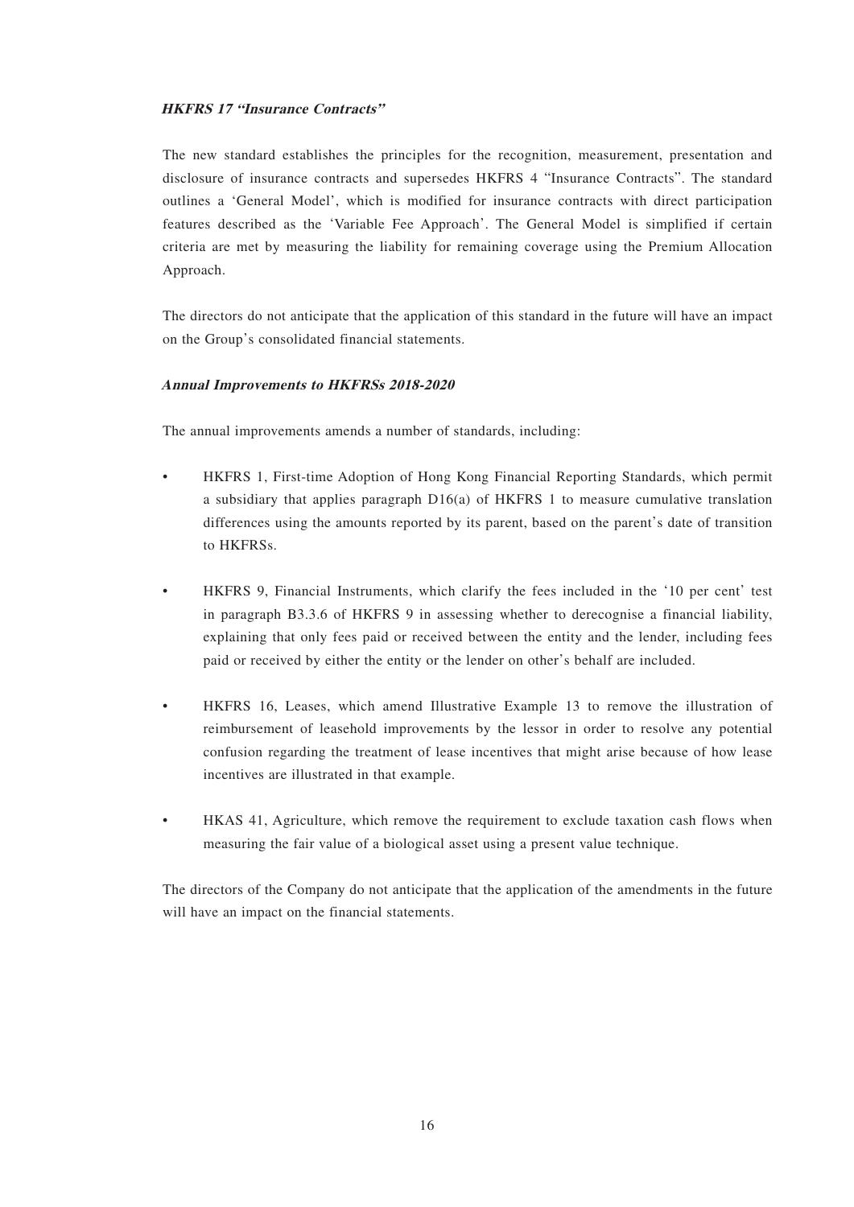***HKFRS 17 "Insurance Contracts"***

The new standard establishes the principles for the recognition, measurement, presentation and disclosure of insurance contracts and supersedes HKFRS 4 "Insurance Contracts". The standard outlines a 'General Model', which is modified for insurance contracts with direct participation features described as the 'Variable Fee Approach'. The General Model is simplified if certain criteria are met by measuring the liability for remaining coverage using the Premium Allocation Approach.

The directors do not anticipate that the application of this standard in the future will have an impact on the Group's consolidated financial statements.

***Annual Improvements to HKFRSs 2018-2020***

The annual improvements amends a number of standards, including:

- HKFRS 1, First-time Adoption of Hong Kong Financial Reporting Standards, which permit a subsidiary that applies paragraph D16(a) of HKFRS 1 to measure cumulative translation differences using the amounts reported by its parent, based on the parent's date of transition to HKFRSs.

- HKFRS 9, Financial Instruments, which clarify the fees included in the '10 per cent' test in paragraph B3.3.6 of HKFRS 9 in assessing whether to derecognise a financial liability, explaining that only fees paid or received between the entity and the lender, including fees paid or received by either the entity or the lender on other's behalf are included.

- HKFRS 16, Leases, which amend Illustrative Example 13 to remove the illustration of reimbursement of leasehold improvements by the lessor in order to resolve any potential confusion regarding the treatment of lease incentives that might arise because of how lease incentives are illustrated in that example.

- HKAS 41, Agriculture, which remove the requirement to exclude taxation cash flows when measuring the fair value of a biological asset using a present value technique.

The directors of the Company do not anticipate that the application of the amendments in the future will have an impact on the financial statements.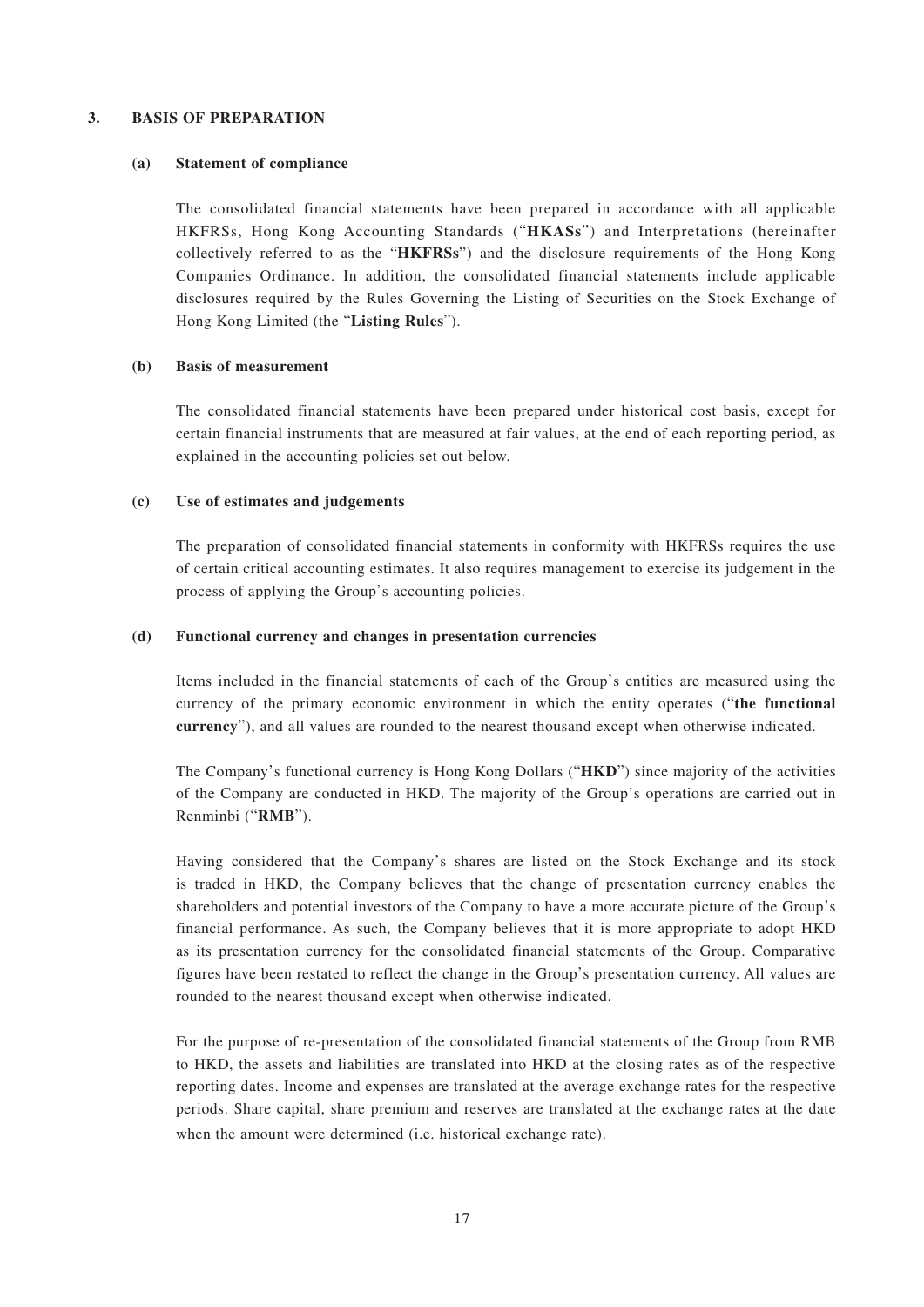## 3. BASIS OF PREPARATION

### (a) Statement of compliance

The consolidated financial statements have been prepared in accordance with all applicable HKFRSs, Hong Kong Accounting Standards ("**HKASs**") and Interpretations (hereinafter collectively referred to as the "**HKFRSs**") and the disclosure requirements of the Hong Kong Companies Ordinance. In addition, the consolidated financial statements include applicable disclosures required by the Rules Governing the Listing of Securities on the Stock Exchange of Hong Kong Limited (the "**Listing Rules**").

### (b) Basis of measurement

The consolidated financial statements have been prepared under historical cost basis, except for certain financial instruments that are measured at fair values, at the end of each reporting period, as explained in the accounting policies set out below.

### (c) Use of estimates and judgements

The preparation of consolidated financial statements in conformity with HKFRSs requires the use of certain critical accounting estimates. It also requires management to exercise its judgement in the process of applying the Group's accounting policies.

### (d) Functional currency and changes in presentation currencies

Items included in the financial statements of each of the Group's entities are measured using the currency of the primary economic environment in which the entity operates ("**the functional currency**"), and all values are rounded to the nearest thousand except when otherwise indicated.

The Company's functional currency is Hong Kong Dollars ("**HKD**") since majority of the activities of the Company are conducted in HKD. The majority of the Group's operations are carried out in Renminbi ("**RMB**").

Having considered that the Company's shares are listed on the Stock Exchange and its stock is traded in HKD, the Company believes that the change of presentation currency enables the shareholders and potential investors of the Company to have a more accurate picture of the Group's financial performance. As such, the Company believes that it is more appropriate to adopt HKD as its presentation currency for the consolidated financial statements of the Group. Comparative figures have been restated to reflect the change in the Group's presentation currency. All values are rounded to the nearest thousand except when otherwise indicated.

For the purpose of re-presentation of the consolidated financial statements of the Group from RMB to HKD, the assets and liabilities are translated into HKD at the closing rates as of the respective reporting dates. Income and expenses are translated at the average exchange rates for the respective periods. Share capital, share premium and reserves are translated at the exchange rates at the date when the amount were determined (i.e. historical exchange rate).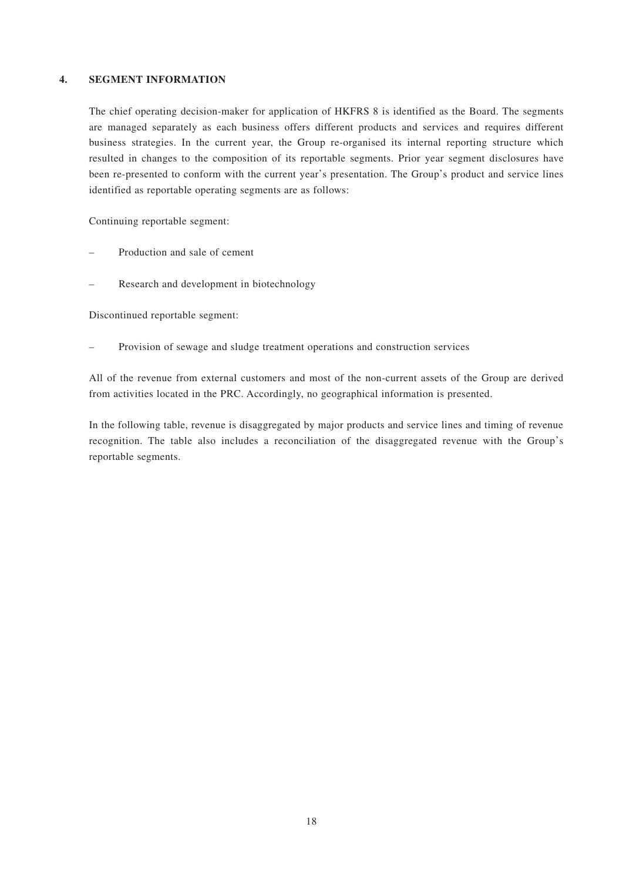## 4. SEGMENT INFORMATION

The chief operating decision-maker for application of HKFRS 8 is identified as the Board. The segments are managed separately as each business offers different products and services and requires different business strategies. In the current year, the Group re-organised its internal reporting structure which resulted in changes to the composition of its reportable segments. Prior year segment disclosures have been re-presented to conform with the current year's presentation. The Group's product and service lines identified as reportable operating segments are as follows:

Continuing reportable segment:

- Production and sale of cement
- Research and development in biotechnology

Discontinued reportable segment:

- Provision of sewage and sludge treatment operations and construction services

All of the revenue from external customers and most of the non-current assets of the Group are derived from activities located in the PRC. Accordingly, no geographical information is presented.

In the following table, revenue is disaggregated by major products and service lines and timing of revenue recognition. The table also includes a reconciliation of the disaggregated revenue with the Group's reportable segments.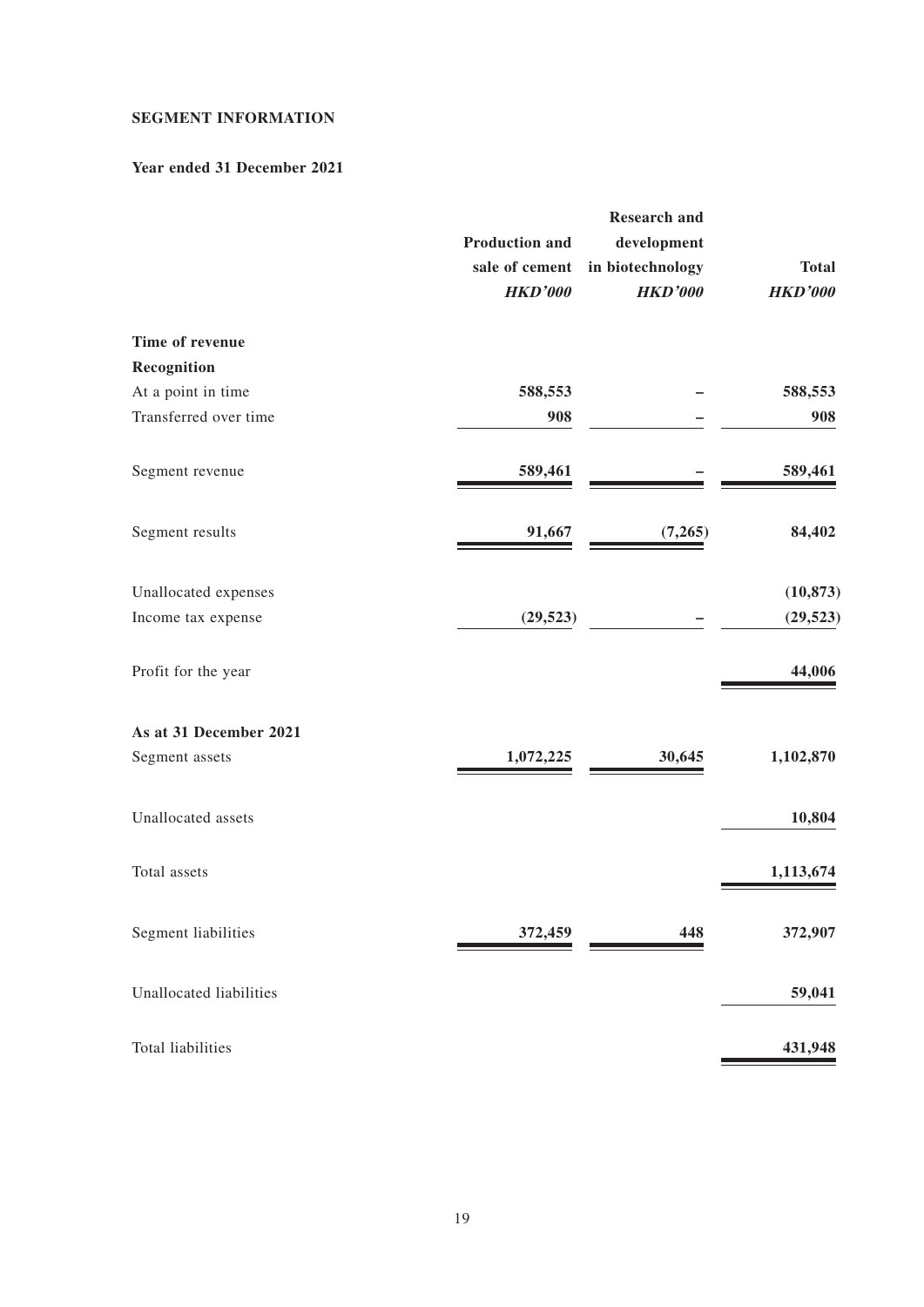**SEGMENT INFORMATION**

**Year ended 31 December 2021**

| | Production and sale of cement | Research and development in biotechnology | Total |
|---|---|---|---|
| | ***HKD'000*** | ***HKD'000*** | ***HKD'000*** |
| **Time of revenue Recognition** | | | |
| At a point in time | **588,553** | **–** | **588,553** |
| Transferred over time | **908** | **–** | **908** |
| Segment revenue | **589,461** | **–** | **589,461** |
| Segment results | **91,667** | **(7,265)** | **84,402** |
| Unallocated expenses | | | **(10,873)** |
| Income tax expense | **(29,523)** | **–** | **(29,523)** |
| Profit for the year | | | **44,006** |
| **As at 31 December 2021** | | | |
| Segment assets | **1,072,225** | **30,645** | **1,102,870** |
| Unallocated assets | | | **10,804** |
| Total assets | | | **1,113,674** |
| Segment liabilities | **372,459** | **448** | **372,907** |
| Unallocated liabilities | | | **59,041** |
| Total liabilities | | | **431,948** |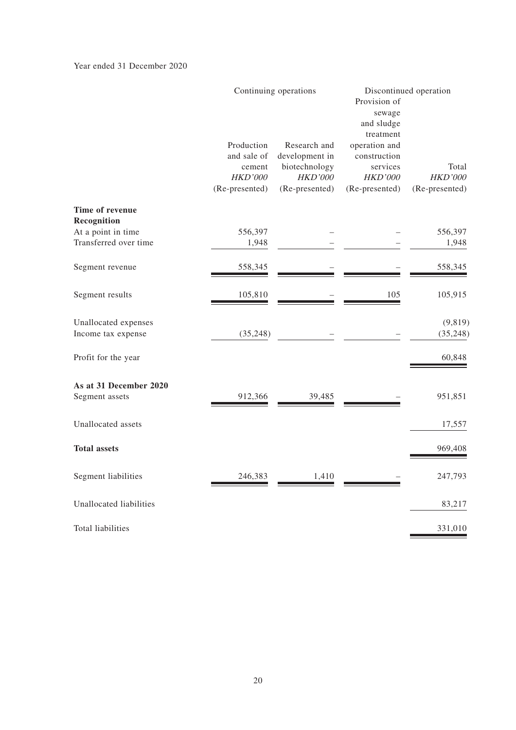Year ended 31 December 2020

| | Continuing operations | | Discontinued operation | |
|---|---|---|---|---|
| | Production and sale of cement<br>*HKD'000*<br>(Re-presented) | Research and development in biotechnology<br>*HKD'000*<br>(Re-presented) | Provision of sewage and sludge treatment operation and construction services<br>*HKD'000*<br>(Re-presented) | Total<br>*HKD'000*<br>(Re-presented) |
| **Time of revenue Recognition** | | | | |
| At a point in time | 556,397 | – | – | 556,397 |
| Transferred over time | 1,948 | – | – | 1,948 |
| Segment revenue | 558,345 | – | – | 558,345 |
| Segment results | 105,810 | – | 105 | 105,915 |
| Unallocated expenses | | | | (9,819) |
| Income tax expense | (35,248) | – | – | (35,248) |
| Profit for the year | | | | 60,848 |
| **As at 31 December 2020** | | | | |
| Segment assets | 912,366 | 39,485 | – | 951,851 |
| Unallocated assets | | | | 17,557 |
| **Total assets** | | | | 969,408 |
| Segment liabilities | 246,383 | 1,410 | – | 247,793 |
| Unallocated liabilities | | | | 83,217 |
| Total liabilities | | | | 331,010 |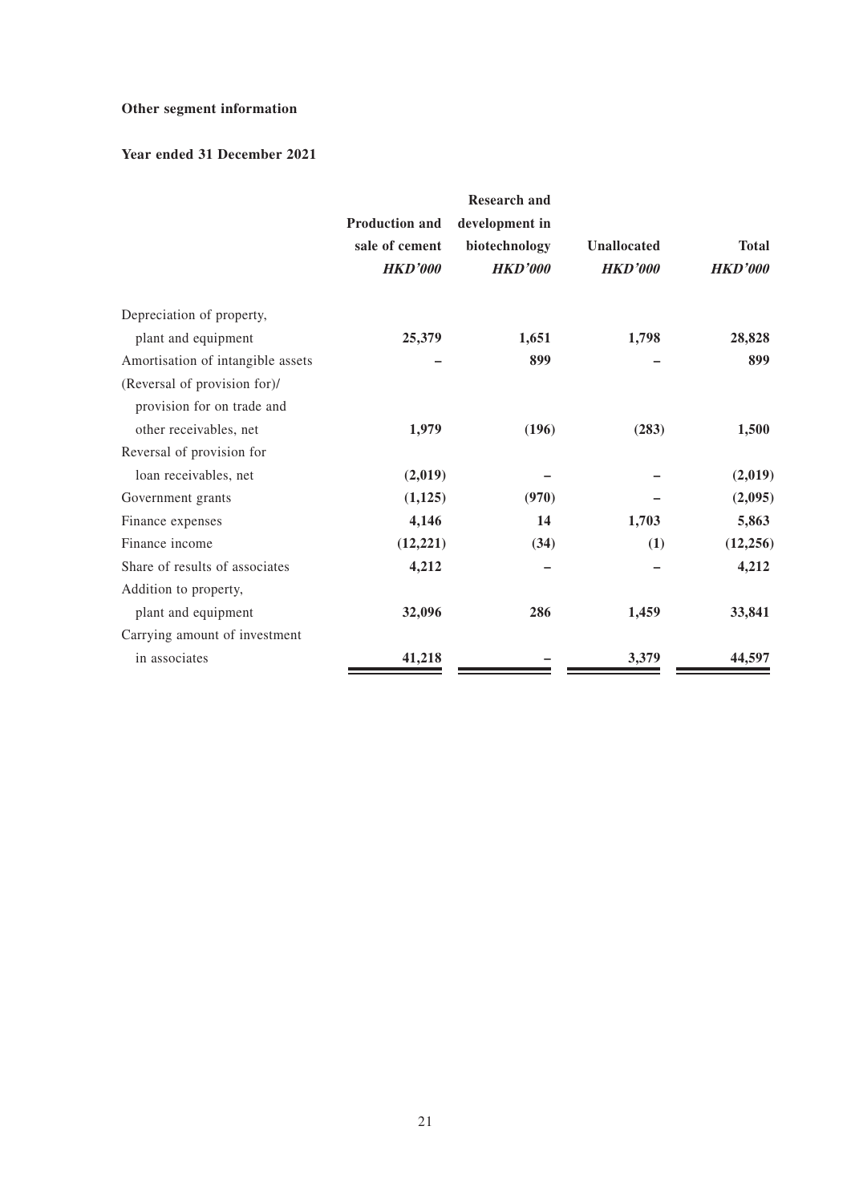**Other segment information**

**Year ended 31 December 2021**

| | Production and sale of cement | Research and development in biotechnology | Unallocated | Total |
|---|---|---|---|---|
| | *HKD'000* | *HKD'000* | *HKD'000* | *HKD'000* |
| Depreciation of property, plant and equipment | **25,379** | **1,651** | **1,798** | **28,828** |
| Amortisation of intangible assets | **–** | **899** | **–** | **899** |
| (Reversal of provision for)/ provision for on trade and other receivables, net | **1,979** | **(196)** | **(283)** | **1,500** |
| Reversal of provision for loan receivables, net | **(2,019)** | **–** | **–** | **(2,019)** |
| Government grants | **(1,125)** | **(970)** | **–** | **(2,095)** |
| Finance expenses | **4,146** | **14** | **1,703** | **5,863** |
| Finance income | **(12,221)** | **(34)** | **(1)** | **(12,256)** |
| Share of results of associates | **4,212** | **–** | **–** | **4,212** |
| Addition to property, plant and equipment | **32,096** | **286** | **1,459** | **33,841** |
| Carrying amount of investment in associates | **41,218** | **–** | **3,379** | **44,597** |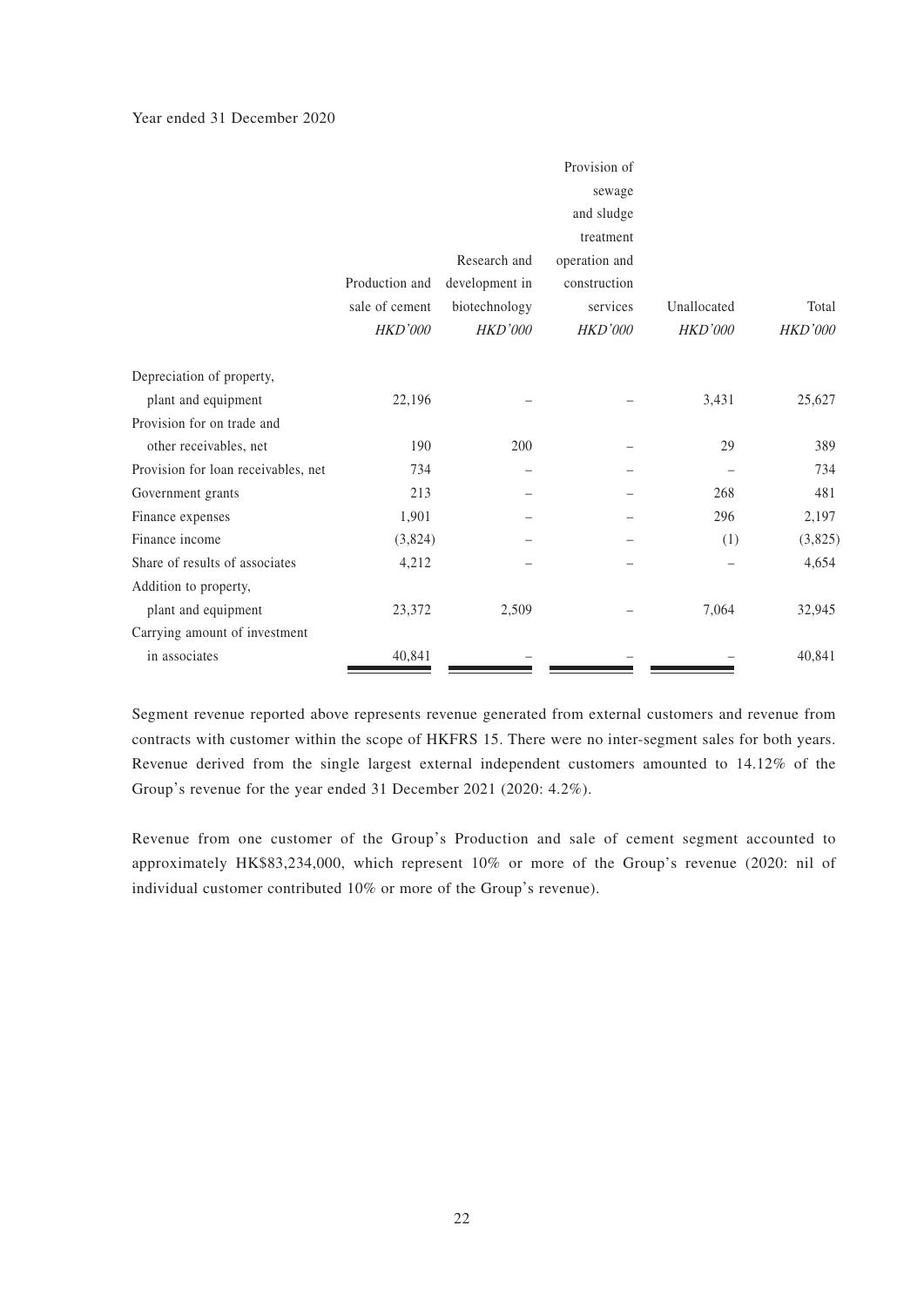Year ended 31 December 2020

| | Production and sale of cement | Research and development in biotechnology | Provision of sewage and sludge treatment operation and construction services | Unallocated | Total |
|---|---|---|---|---|---|
| | *HKD'000* | *HKD'000* | *HKD'000* | *HKD'000* | *HKD'000* |
| Depreciation of property, plant and equipment | 22,196 | – | – | 3,431 | 25,627 |
| Provision for on trade and other receivables, net | 190 | 200 | – | 29 | 389 |
| Provision for loan receivables, net | 734 | – | – | – | 734 |
| Government grants | 213 | – | – | 268 | 481 |
| Finance expenses | 1,901 | – | – | 296 | 2,197 |
| Finance income | (3,824) | – | – | (1) | (3,825) |
| Share of results of associates | 4,212 | – | – | – | 4,654 |
| Addition to property, plant and equipment | 23,372 | 2,509 | – | 7,064 | 32,945 |
| Carrying amount of investment in associates | 40,841 | – | – | – | 40,841 |

Segment revenue reported above represents revenue generated from external customers and revenue from contracts with customer within the scope of HKFRS 15. There were no inter-segment sales for both years. Revenue derived from the single largest external independent customers amounted to 14.12% of the Group's revenue for the year ended 31 December 2021 (2020: 4.2%).

Revenue from one customer of the Group's Production and sale of cement segment accounted to approximately HK$83,234,000, which represent 10% or more of the Group's revenue (2020: nil of individual customer contributed 10% or more of the Group's revenue).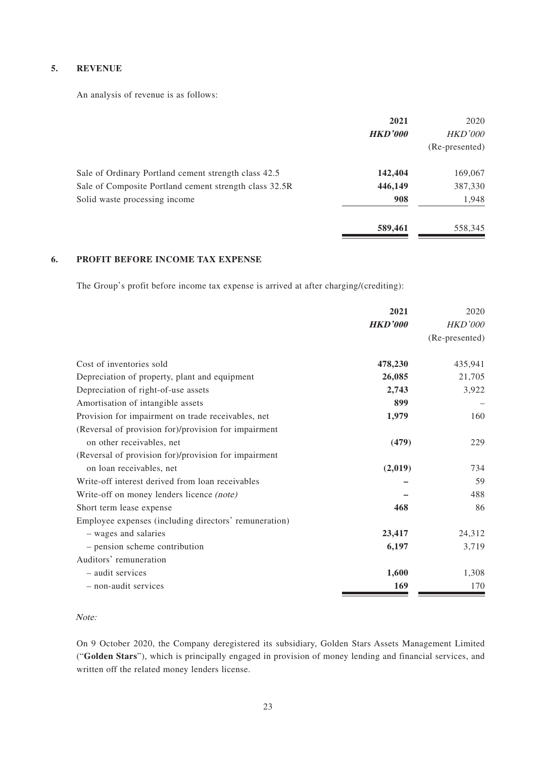## 5. REVENUE

An analysis of revenue is as follows:

| | 2021 | 2020 |
|---|---|---|
| | ***HKD'000*** | *HKD'000* |
| | | (Re-presented) |
| Sale of Ordinary Portland cement strength class 42.5 | **142,404** | 169,067 |
| Sale of Composite Portland cement strength class 32.5R | **446,149** | 387,330 |
| Solid waste processing income | **908** | 1,948 |
| | **589,461** | 558,345 |

## 6. PROFIT BEFORE INCOME TAX EXPENSE

The Group's profit before income tax expense is arrived at after charging/(crediting):

| | 2021 | 2020 |
|---|---|---|
| | ***HKD'000*** | *HKD'000* |
| | | (Re-presented) |
| Cost of inventories sold | **478,230** | 435,941 |
| Depreciation of property, plant and equipment | **26,085** | 21,705 |
| Depreciation of right-of-use assets | **2,743** | 3,922 |
| Amortisation of intangible assets | **899** | – |
| Provision for impairment on trade receivables, net | **1,979** | 160 |
| (Reversal of provision for)/provision for impairment on other receivables, net | **(479)** | 229 |
| (Reversal of provision for)/provision for impairment on loan receivables, net | **(2,019)** | 734 |
| Write-off interest derived from loan receivables | **–** | 59 |
| Write-off on money lenders licence *(note)* | **–** | 488 |
| Short term lease expense | **468** | 86 |
| Employee expenses (including directors' remuneration) | | |
| – wages and salaries | **23,417** | 24,312 |
| – pension scheme contribution | **6,197** | 3,719 |
| Auditors' remuneration | | |
| – audit services | **1,600** | 1,308 |
| – non-audit services | **169** | 170 |

*Note:*

On 9 October 2020, the Company deregistered its subsidiary, Golden Stars Assets Management Limited ("**Golden Stars**"), which is principally engaged in provision of money lending and financial services, and written off the related money lenders license.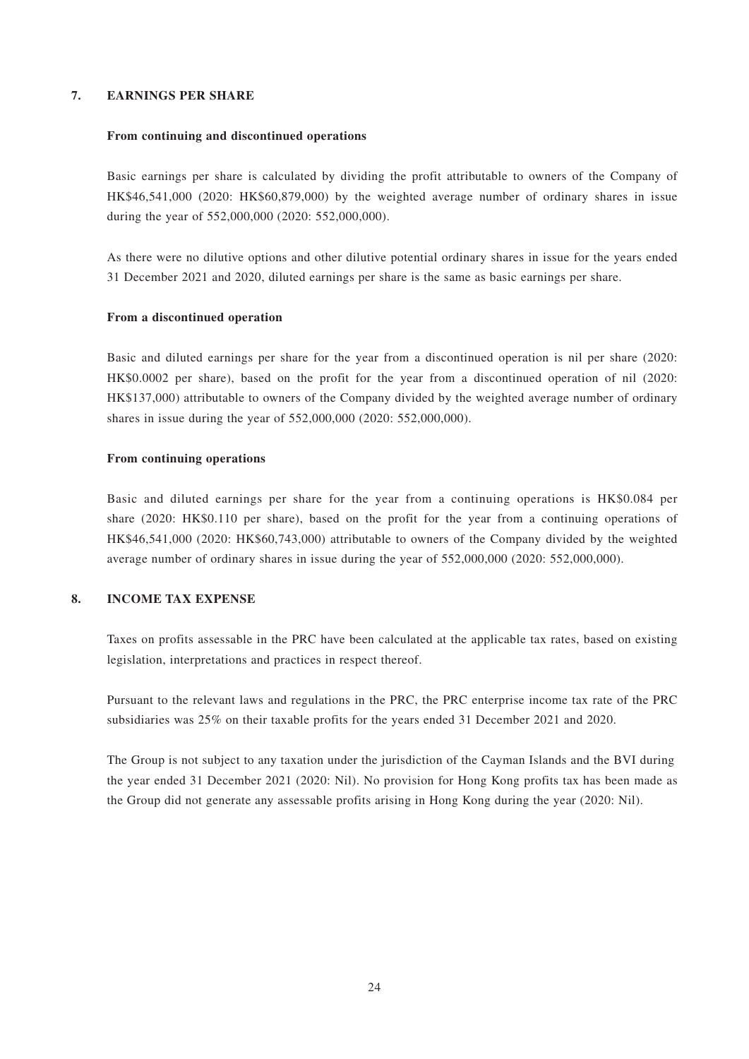## 7. EARNINGS PER SHARE

**From continuing and discontinued operations**

Basic earnings per share is calculated by dividing the profit attributable to owners of the Company of HK$46,541,000 (2020: HK$60,879,000) by the weighted average number of ordinary shares in issue during the year of 552,000,000 (2020: 552,000,000).

As there were no dilutive options and other dilutive potential ordinary shares in issue for the years ended 31 December 2021 and 2020, diluted earnings per share is the same as basic earnings per share.

**From a discontinued operation**

Basic and diluted earnings per share for the year from a discontinued operation is nil per share (2020: HK$0.0002 per share), based on the profit for the year from a discontinued operation of nil (2020: HK$137,000) attributable to owners of the Company divided by the weighted average number of ordinary shares in issue during the year of 552,000,000 (2020: 552,000,000).

**From continuing operations**

Basic and diluted earnings per share for the year from a continuing operations is HK$0.084 per share (2020: HK$0.110 per share), based on the profit for the year from a continuing operations of HK$46,541,000 (2020: HK$60,743,000) attributable to owners of the Company divided by the weighted average number of ordinary shares in issue during the year of 552,000,000 (2020: 552,000,000).

## 8. INCOME TAX EXPENSE

Taxes on profits assessable in the PRC have been calculated at the applicable tax rates, based on existing legislation, interpretations and practices in respect thereof.

Pursuant to the relevant laws and regulations in the PRC, the PRC enterprise income tax rate of the PRC subsidiaries was 25% on their taxable profits for the years ended 31 December 2021 and 2020.

The Group is not subject to any taxation under the jurisdiction of the Cayman Islands and the BVI during the year ended 31 December 2021 (2020: Nil). No provision for Hong Kong profits tax has been made as the Group did not generate any assessable profits arising in Hong Kong during the year (2020: Nil).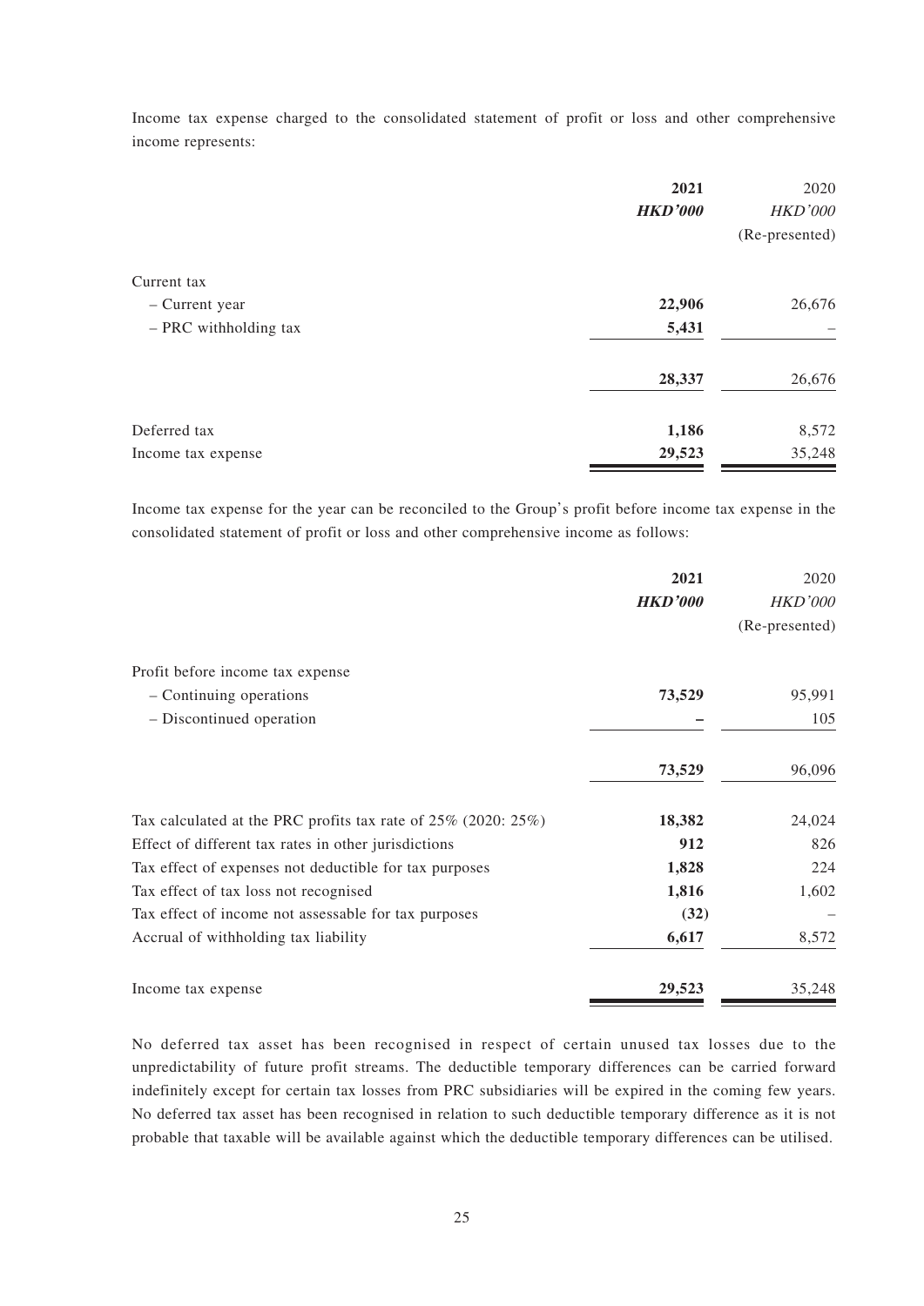Income tax expense charged to the consolidated statement of profit or loss and other comprehensive income represents:

| | 2021 | 2020 |
|---|---|---|
| | ***HKD'000*** | *HKD'000* |
| | | (Re-presented) |
| Current tax | | |
| – Current year | **22,906** | 26,676 |
| – PRC withholding tax | **5,431** | – |
| | **28,337** | 26,676 |
| Deferred tax | **1,186** | 8,572 |
| Income tax expense | **29,523** | 35,248 |

Income tax expense for the year can be reconciled to the Group's profit before income tax expense in the consolidated statement of profit or loss and other comprehensive income as follows:

| | 2021 | 2020 |
|---|---|---|
| | ***HKD'000*** | *HKD'000* |
| | | (Re-presented) |
| Profit before income tax expense | | |
| – Continuing operations | **73,529** | 95,991 |
| – Discontinued operation | **–** | 105 |
| | **73,529** | 96,096 |
| Tax calculated at the PRC profits tax rate of 25% (2020: 25%) | **18,382** | 24,024 |
| Effect of different tax rates in other jurisdictions | **912** | 826 |
| Tax effect of expenses not deductible for tax purposes | **1,828** | 224 |
| Tax effect of tax loss not recognised | **1,816** | 1,602 |
| Tax effect of income not assessable for tax purposes | **(32)** | – |
| Accrual of withholding tax liability | **6,617** | 8,572 |
| Income tax expense | **29,523** | 35,248 |

No deferred tax asset has been recognised in respect of certain unused tax losses due to the unpredictability of future profit streams. The deductible temporary differences can be carried forward indefinitely except for certain tax losses from PRC subsidiaries will be expired in the coming few years. No deferred tax asset has been recognised in relation to such deductible temporary difference as it is not probable that taxable will be available against which the deductible temporary differences can be utilised.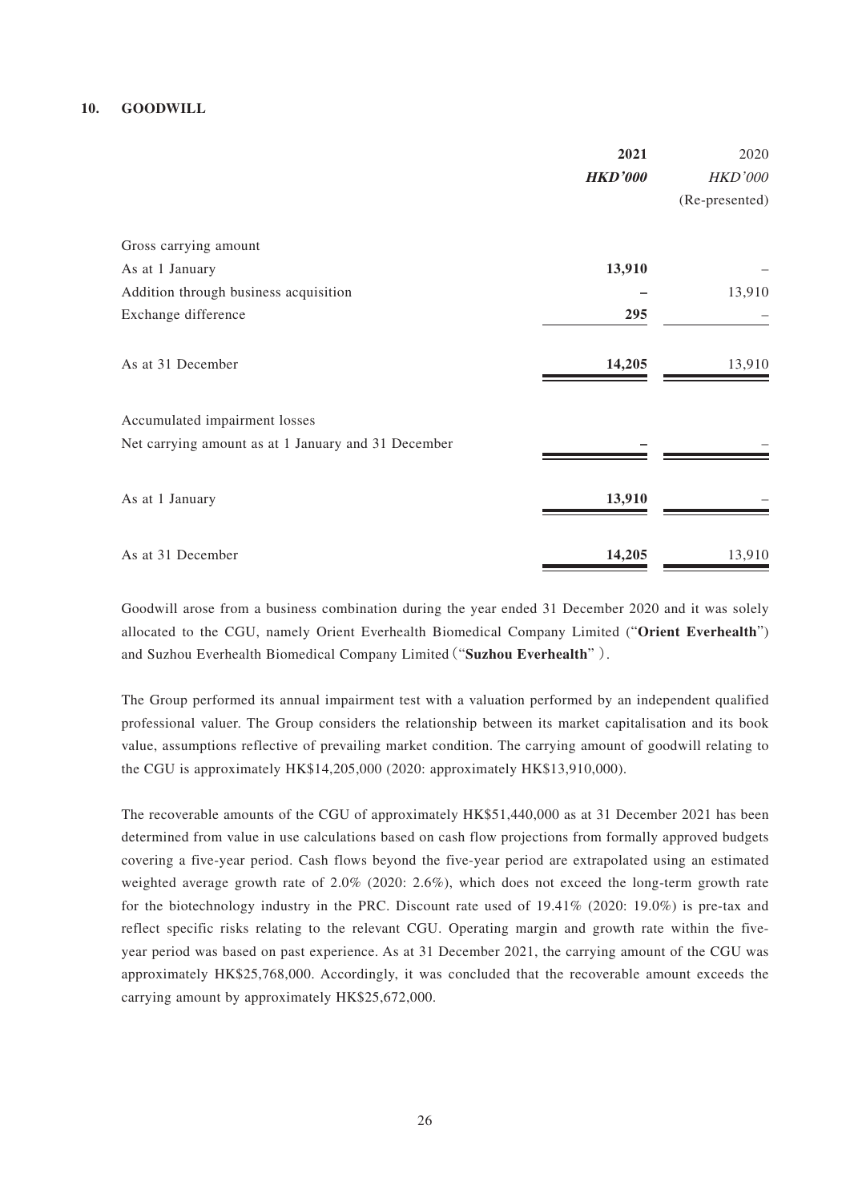## 10. GOODWILL

| | 2021 | 2020 |
|---|---|---|
| | ***HKD'000*** | *HKD'000* |
| | | (Re-presented) |
| Gross carrying amount | | |
| As at 1 January | **13,910** | – |
| Addition through business acquisition | **–** | 13,910 |
| Exchange difference | **295** | – |
| As at 31 December | **14,205** | 13,910 |
| Accumulated impairment losses | | |
| Net carrying amount as at 1 January and 31 December | **–** | – |
| As at 1 January | **13,910** | – |
| As at 31 December | **14,205** | 13,910 |

Goodwill arose from a business combination during the year ended 31 December 2020 and it was solely allocated to the CGU, namely Orient Everhealth Biomedical Company Limited ("**Orient Everhealth**") and Suzhou Everhealth Biomedical Company Limited（"**Suzhou Everhealth**"）.

The Group performed its annual impairment test with a valuation performed by an independent qualified professional valuer. The Group considers the relationship between its market capitalisation and its book value, assumptions reflective of prevailing market condition. The carrying amount of goodwill relating to the CGU is approximately HK$14,205,000 (2020: approximately HK$13,910,000).

The recoverable amounts of the CGU of approximately HK$51,440,000 as at 31 December 2021 has been determined from value in use calculations based on cash flow projections from formally approved budgets covering a five-year period. Cash flows beyond the five-year period are extrapolated using an estimated weighted average growth rate of 2.0% (2020: 2.6%), which does not exceed the long-term growth rate for the biotechnology industry in the PRC. Discount rate used of 19.41% (2020: 19.0%) is pre-tax and reflect specific risks relating to the relevant CGU. Operating margin and growth rate within the five-year period was based on past experience. As at 31 December 2021, the carrying amount of the CGU was approximately HK$25,768,000. Accordingly, it was concluded that the recoverable amount exceeds the carrying amount by approximately HK$25,672,000.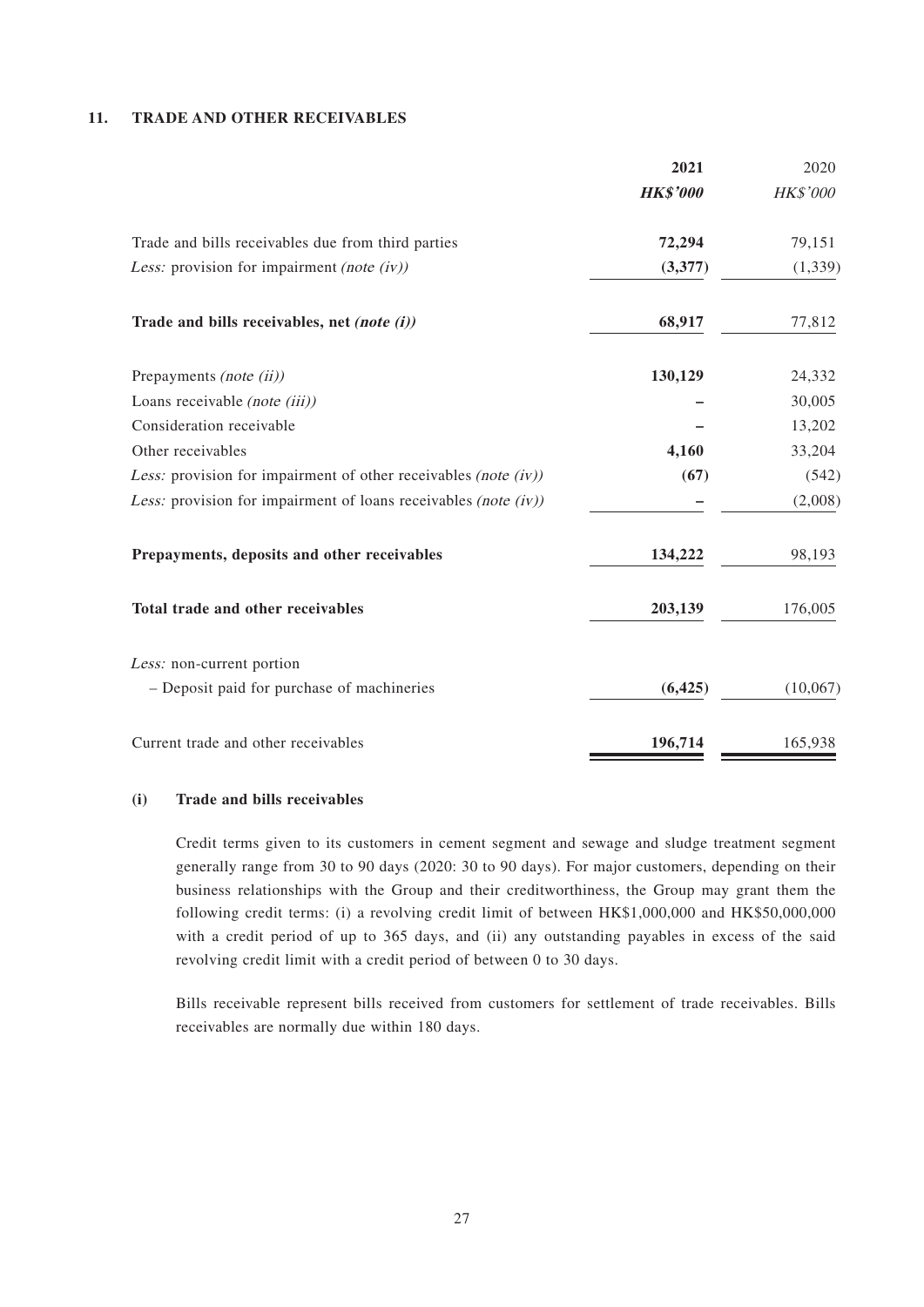## 11. TRADE AND OTHER RECEIVABLES

| | **2021** | 2020 |
|---|---|---|
| | ***HK\$'000*** | *HK\$'000* |
| Trade and bills receivables due from third parties | **72,294** | 79,151 |
| *Less:* provision for impairment *(note (iv))* | **(3,377)** | (1,339) |
| **Trade and bills receivables, net *(note (i))*** | **68,917** | 77,812 |
| Prepayments *(note (ii))* | **130,129** | 24,332 |
| Loans receivable *(note (iii))* | **–** | 30,005 |
| Consideration receivable | **–** | 13,202 |
| Other receivables | **4,160** | 33,204 |
| *Less:* provision for impairment of other receivables *(note (iv))* | **(67)** | (542) |
| *Less:* provision for impairment of loans receivables *(note (iv))* | **–** | (2,008) |
| **Prepayments, deposits and other receivables** | **134,222** | 98,193 |
| **Total trade and other receivables** | **203,139** | 176,005 |
| *Less:* non-current portion | | |
| – Deposit paid for purchase of machineries | **(6,425)** | (10,067) |
| Current trade and other receivables | **196,714** | 165,938 |

### (i) Trade and bills receivables

Credit terms given to its customers in cement segment and sewage and sludge treatment segment generally range from 30 to 90 days (2020: 30 to 90 days). For major customers, depending on their business relationships with the Group and their creditworthiness, the Group may grant them the following credit terms: (i) a revolving credit limit of between HK$1,000,000 and HK$50,000,000 with a credit period of up to 365 days, and (ii) any outstanding payables in excess of the said revolving credit limit with a credit period of between 0 to 30 days.

Bills receivable represent bills received from customers for settlement of trade receivables. Bills receivables are normally due within 180 days.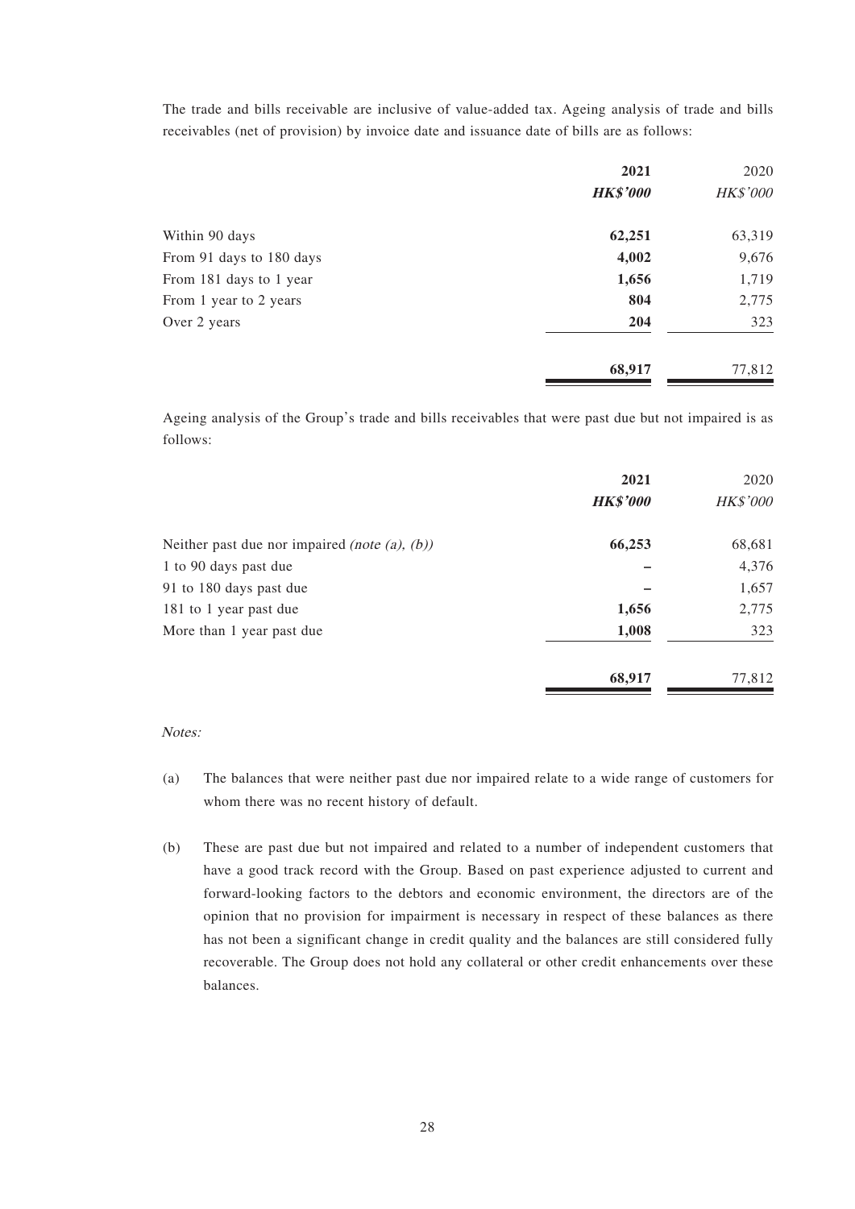The trade and bills receivable are inclusive of value-added tax. Ageing analysis of trade and bills receivables (net of provision) by invoice date and issuance date of bills are as follows:

| | 2021 | 2020 |
|---|---|---|
| | ***HK$'000*** | *HK$'000* |
| Within 90 days | **62,251** | 63,319 |
| From 91 days to 180 days | **4,002** | 9,676 |
| From 181 days to 1 year | **1,656** | 1,719 |
| From 1 year to 2 years | **804** | 2,775 |
| Over 2 years | **204** | 323 |
| | **68,917** | 77,812 |

Ageing analysis of the Group's trade and bills receivables that were past due but not impaired is as follows:

| | 2021 | 2020 |
|---|---|---|
| | ***HK$'000*** | *HK$'000* |
| Neither past due nor impaired *(note (a), (b))* | **66,253** | 68,681 |
| 1 to 90 days past due | **–** | 4,376 |
| 91 to 180 days past due | **–** | 1,657 |
| 181 to 1 year past due | **1,656** | 2,775 |
| More than 1 year past due | **1,008** | 323 |
| | **68,917** | 77,812 |

*Notes:*

(a) The balances that were neither past due nor impaired relate to a wide range of customers for whom there was no recent history of default.

(b) These are past due but not impaired and related to a number of independent customers that have a good track record with the Group. Based on past experience adjusted to current and forward-looking factors to the debtors and economic environment, the directors are of the opinion that no provision for impairment is necessary in respect of these balances as there has not been a significant change in credit quality and the balances are still considered fully recoverable. The Group does not hold any collateral or other credit enhancements over these balances.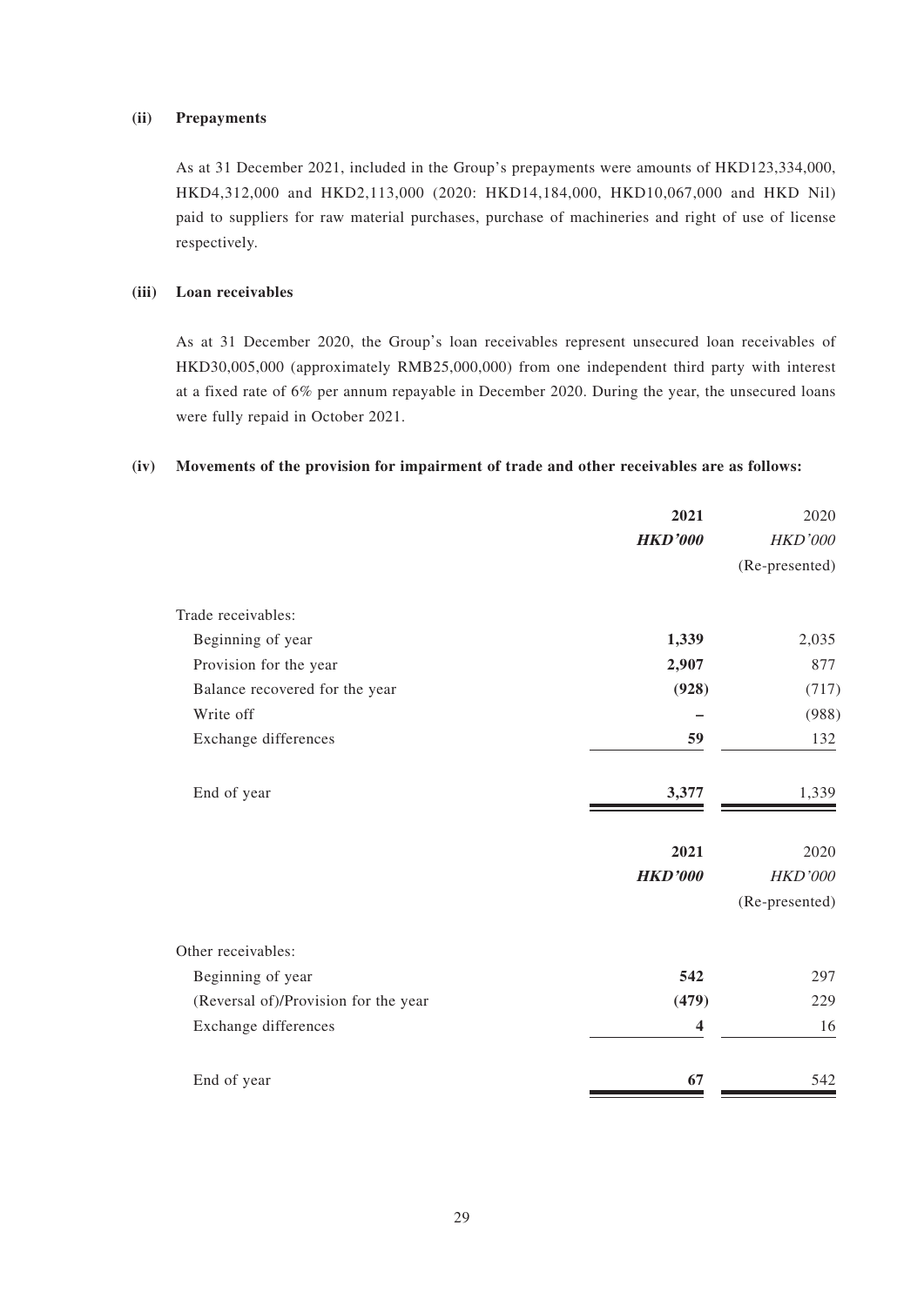**(ii) Prepayments**

As at 31 December 2021, included in the Group's prepayments were amounts of HKD123,334,000, HKD4,312,000 and HKD2,113,000 (2020: HKD14,184,000, HKD10,067,000 and HKD Nil) paid to suppliers for raw material purchases, purchase of machineries and right of use of license respectively.

**(iii) Loan receivables**

As at 31 December 2020, the Group's loan receivables represent unsecured loan receivables of HKD30,005,000 (approximately RMB25,000,000) from one independent third party with interest at a fixed rate of 6% per annum repayable in December 2020. During the year, the unsecured loans were fully repaid in October 2021.

**(iv) Movements of the provision for impairment of trade and other receivables are as follows:**

| | **2021** | 2020 |
|---|---|---|
| | ***HKD'000*** | *HKD'000* |
| | | (Re-presented) |
| Trade receivables: | | |
| Beginning of year | **1,339** | 2,035 |
| Provision for the year | **2,907** | 877 |
| Balance recovered for the year | **(928)** | (717) |
| Write off | **–** | (988) |
| Exchange differences | **59** | 132 |
| End of year | **3,377** | 1,339 |

| | **2021** | 2020 |
|---|---|---|
| | ***HKD'000*** | *HKD'000* |
| | | (Re-presented) |
| Other receivables: | | |
| Beginning of year | **542** | 297 |
| (Reversal of)/Provision for the year | **(479)** | 229 |
| Exchange differences | **4** | 16 |
| End of year | **67** | 542 |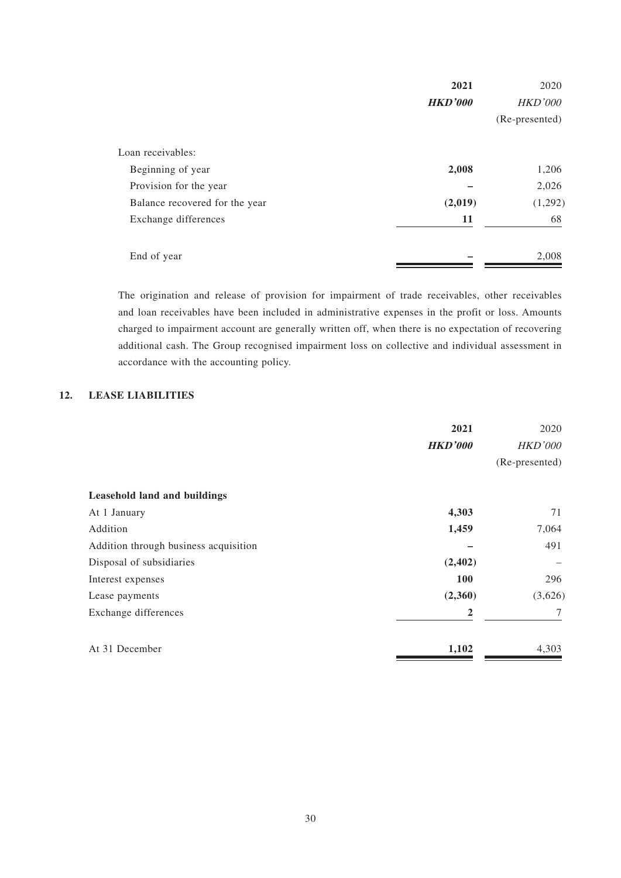| | 2021 | 2020 |
|---|---|---|
| | ***HKD'000*** | *HKD'000* |
| | | (Re-presented) |
| Loan receivables: | | |
| Beginning of year | **2,008** | 1,206 |
| Provision for the year | **–** | 2,026 |
| Balance recovered for the year | **(2,019)** | (1,292) |
| Exchange differences | **11** | 68 |
| End of year | **–** | 2,008 |

The origination and release of provision for impairment of trade receivables, other receivables and loan receivables have been included in administrative expenses in the profit or loss. Amounts charged to impairment account are generally written off, when there is no expectation of recovering additional cash. The Group recognised impairment loss on collective and individual assessment in accordance with the accounting policy.

## 12. LEASE LIABILITIES

| | 2021 | 2020 |
|---|---|---|
| | ***HKD'000*** | *HKD'000* |
| | | (Re-presented) |
| **Leasehold land and buildings** | | |
| At 1 January | **4,303** | 71 |
| Addition | **1,459** | 7,064 |
| Addition through business acquisition | **–** | 491 |
| Disposal of subsidiaries | **(2,402)** | – |
| Interest expenses | **100** | 296 |
| Lease payments | **(2,360)** | (3,626) |
| Exchange differences | **2** | 7 |
| At 31 December | **1,102** | 4,303 |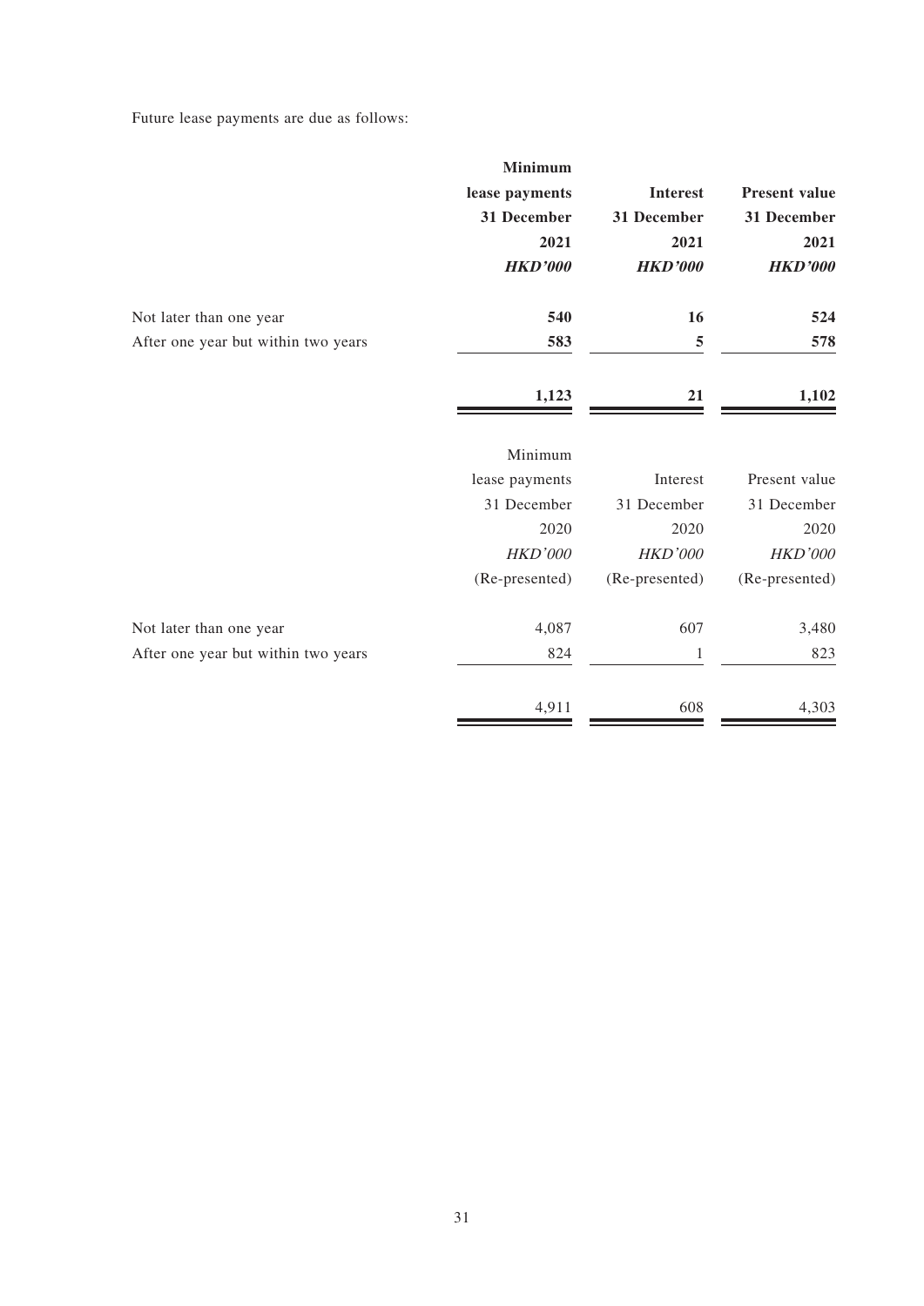Future lease payments are due as follows:

| | **Minimum lease payments 31 December 2021** | **Interest 31 December 2021** | **Present value 31 December 2021** |
|---|---|---|---|
| | ***HKD'000*** | ***HKD'000*** | ***HKD'000*** |
| Not later than one year | **540** | **16** | **524** |
| After one year but within two years | **583** | **5** | **578** |
| | **1,123** | **21** | **1,102** |

| | Minimum lease payments 31 December 2020 | Interest 31 December 2020 | Present value 31 December 2020 |
|---|---|---|---|
| | *HKD'000* | *HKD'000* | *HKD'000* |
| | (Re-presented) | (Re-presented) | (Re-presented) |
| Not later than one year | 4,087 | 607 | 3,480 |
| After one year but within two years | 824 | 1 | 823 |
| | 4,911 | 608 | 4,303 |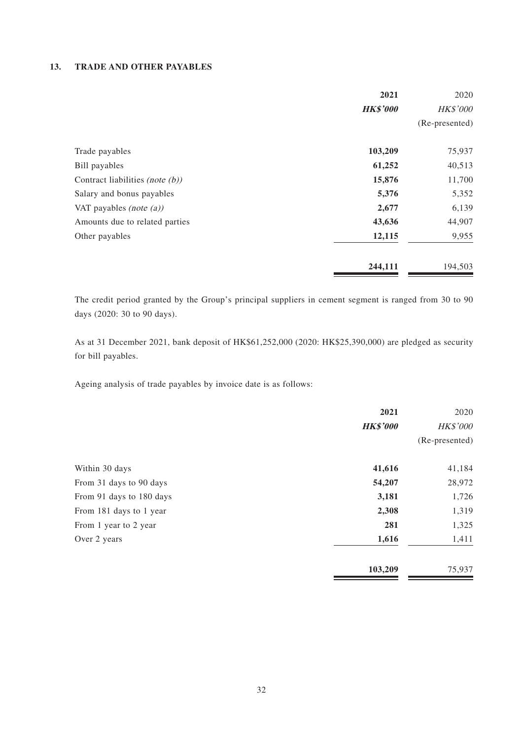### 13. TRADE AND OTHER PAYABLES

| | 2021 | 2020 |
|---|---|---|
| | ***HK$'000*** | *HK$'000* |
| | | (Re-presented) |
| Trade payables | **103,209** | 75,937 |
| Bill payables | **61,252** | 40,513 |
| Contract liabilities *(note (b))* | **15,876** | 11,700 |
| Salary and bonus payables | **5,376** | 5,352 |
| VAT payables *(note (a))* | **2,677** | 6,139 |
| Amounts due to related parties | **43,636** | 44,907 |
| Other payables | **12,115** | 9,955 |
| | **244,111** | 194,503 |

The credit period granted by the Group's principal suppliers in cement segment is ranged from 30 to 90 days (2020: 30 to 90 days).

As at 31 December 2021, bank deposit of HK$61,252,000 (2020: HK$25,390,000) are pledged as security for bill payables.

Ageing analysis of trade payables by invoice date is as follows:

| | 2021 | 2020 |
|---|---|---|
| | ***HK$'000*** | *HK$'000* |
| | | (Re-presented) |
| Within 30 days | **41,616** | 41,184 |
| From 31 days to 90 days | **54,207** | 28,972 |
| From 91 days to 180 days | **3,181** | 1,726 |
| From 181 days to 1 year | **2,308** | 1,319 |
| From 1 year to 2 year | **281** | 1,325 |
| Over 2 years | **1,616** | 1,411 |
| | **103,209** | 75,937 |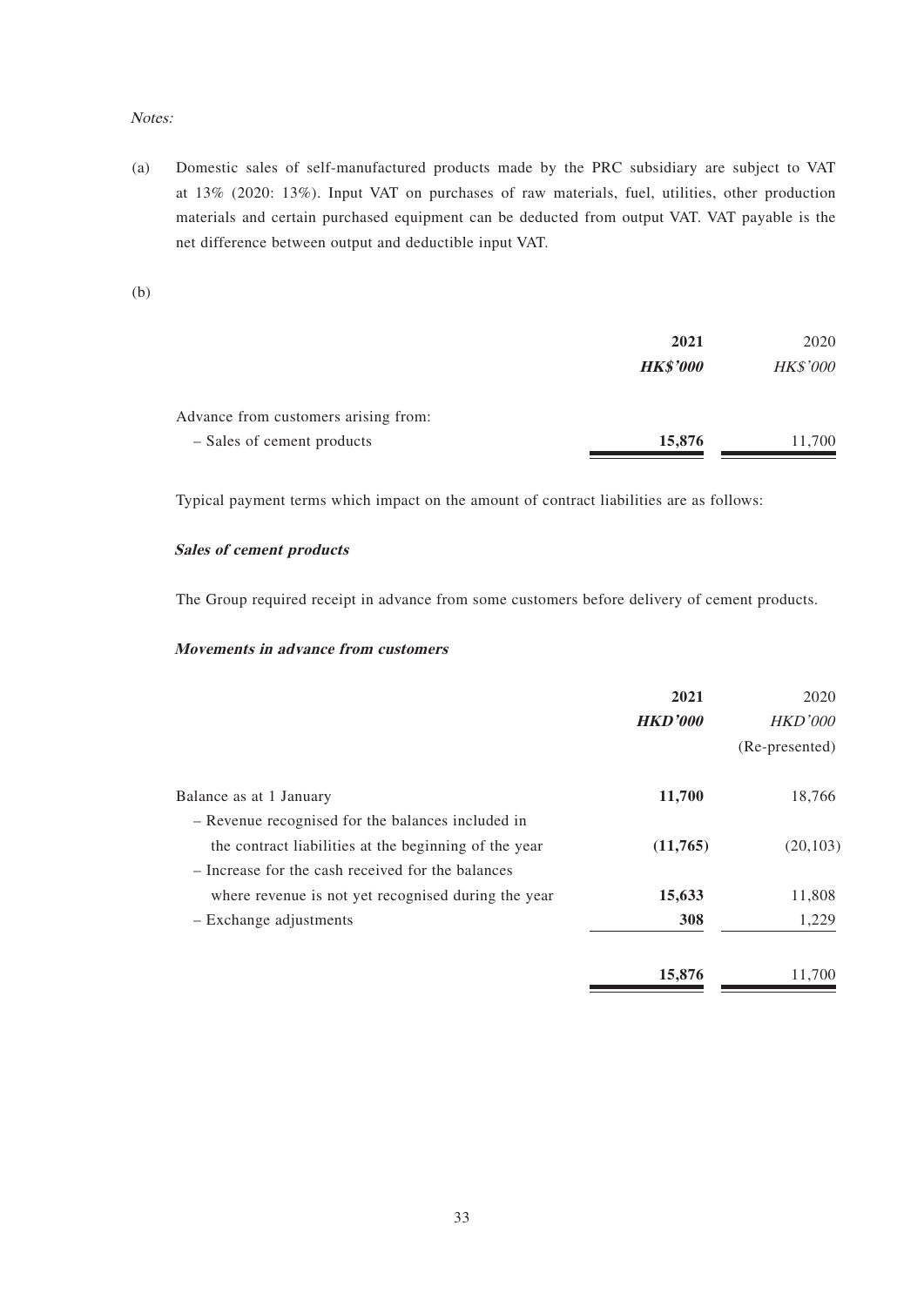*Notes:*

(a) Domestic sales of self-manufactured products made by the PRC subsidiary are subject to VAT at 13% (2020: 13%). Input VAT on purchases of raw materials, fuel, utilities, other production materials and certain purchased equipment can be deducted from output VAT. VAT payable is the net difference between output and deductible input VAT.

(b)

| | **2021** | 2020 |
|---|---|---|
| | ***HK$'000*** | *HK$'000* |
| Advance from customers arising from: | | |
| – Sales of cement products | **15,876** | 11,700 |

Typical payment terms which impact on the amount of contract liabilities are as follows:

***Sales of cement products***

The Group required receipt in advance from some customers before delivery of cement products.

***Movements in advance from customers***

| | **2021** | 2020 |
|---|---|---|
| | ***HKD'000*** | *HKD'000* |
| | | (Re-presented) |
| Balance as at 1 January | **11,700** | 18,766 |
| – Revenue recognised for the balances included in the contract liabilities at the beginning of the year | **(11,765)** | (20,103) |
| – Increase for the cash received for the balances where revenue is not yet recognised during the year | **15,633** | 11,808 |
| – Exchange adjustments | **308** | 1,229 |
| | **15,876** | 11,700 |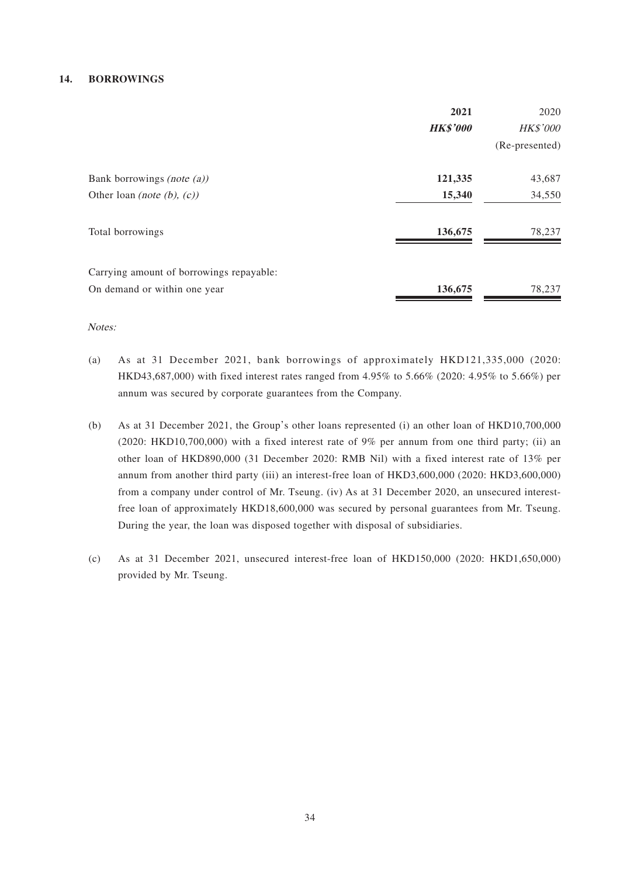## 14. BORROWINGS

| | 2021 | 2020 |
|---|---|---|
| | ***HK$'000*** | *HK$'000* |
| | | (Re-presented) |
| Bank borrowings *(note (a))* | **121,335** | 43,687 |
| Other loan *(note (b), (c))* | **15,340** | 34,550 |
| Total borrowings | **136,675** | 78,237 |
| Carrying amount of borrowings repayable: | | |
| On demand or within one year | **136,675** | 78,237 |

*Notes:*

(a) As at 31 December 2021, bank borrowings of approximately HKD121,335,000 (2020: HKD43,687,000) with fixed interest rates ranged from 4.95% to 5.66% (2020: 4.95% to 5.66%) per annum was secured by corporate guarantees from the Company.

(b) As at 31 December 2021, the Group's other loans represented (i) an other loan of HKD10,700,000 (2020: HKD10,700,000) with a fixed interest rate of 9% per annum from one third party; (ii) an other loan of HKD890,000 (31 December 2020: RMB Nil) with a fixed interest rate of 13% per annum from another third party (iii) an interest-free loan of HKD3,600,000 (2020: HKD3,600,000) from a company under control of Mr. Tseung. (iv) As at 31 December 2020, an unsecured interest-free loan of approximately HKD18,600,000 was secured by personal guarantees from Mr. Tseung. During the year, the loan was disposed together with disposal of subsidiaries.

(c) As at 31 December 2021, unsecured interest-free loan of HKD150,000 (2020: HKD1,650,000) provided by Mr. Tseung.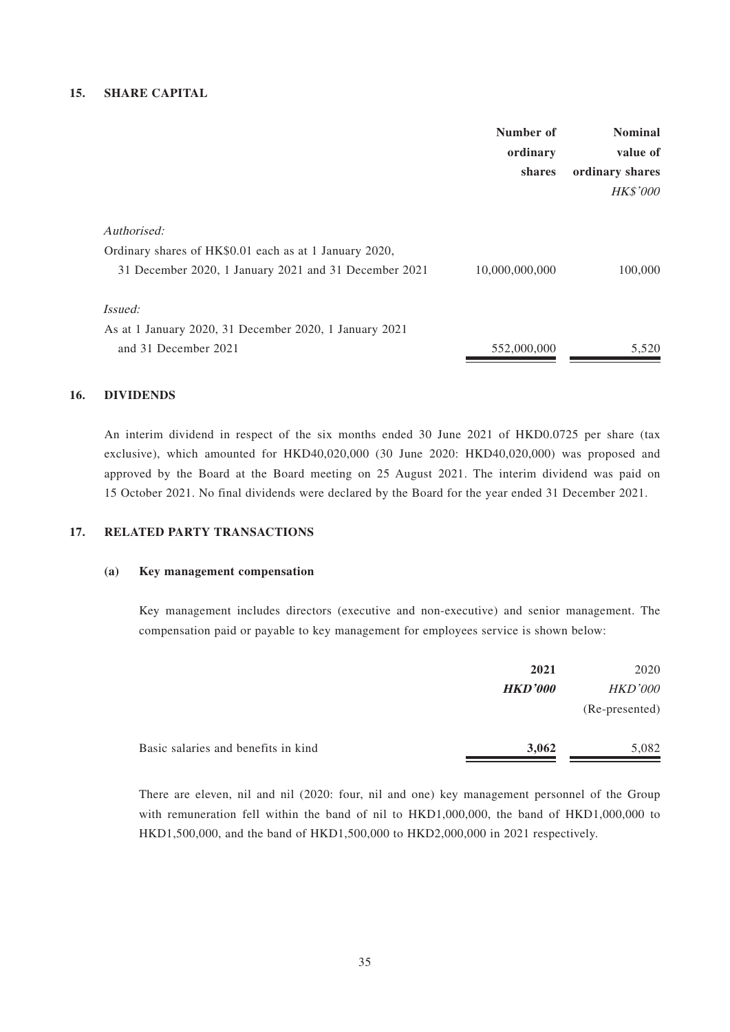## 15. SHARE CAPITAL

| | Number of ordinary shares | Nominal value of ordinary shares |
|---|---|---|
| | | *HK$'000* |
| *Authorised:* | | |
| Ordinary shares of HK$0.01 each as at 1 January 2020, 31 December 2020, 1 January 2021 and 31 December 2021 | 10,000,000,000 | 100,000 |
| *Issued:* | | |
| As at 1 January 2020, 31 December 2020, 1 January 2021 and 31 December 2021 | 552,000,000 | 5,520 |

## 16. DIVIDENDS

An interim dividend in respect of the six months ended 30 June 2021 of HKD0.0725 per share (tax exclusive), which amounted for HKD40,020,000 (30 June 2020: HKD40,020,000) was proposed and approved by the Board at the Board meeting on 25 August 2021. The interim dividend was paid on 15 October 2021. No final dividends were declared by the Board for the year ended 31 December 2021.

## 17. RELATED PARTY TRANSACTIONS

### (a) Key management compensation

Key management includes directors (executive and non-executive) and senior management. The compensation paid or payable to key management for employees service is shown below:

| | **2021** | 2020 |
|---|---|---|
| | ***HKD'000*** | *HKD'000* |
| | | (Re-presented) |
| Basic salaries and benefits in kind | **3,062** | 5,082 |

There are eleven, nil and nil (2020: four, nil and one) key management personnel of the Group with remuneration fell within the band of nil to HKD1,000,000, the band of HKD1,000,000 to HKD1,500,000, and the band of HKD1,500,000 to HKD2,000,000 in 2021 respectively.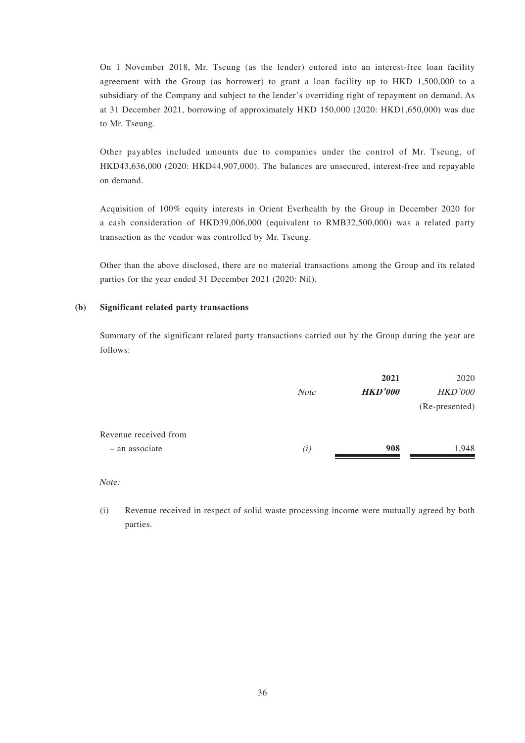On 1 November 2018, Mr. Tseung (as the lender) entered into an interest-free loan facility agreement with the Group (as borrower) to grant a loan facility up to HKD 1,500,000 to a subsidiary of the Company and subject to the lender's overriding right of repayment on demand. As at 31 December 2021, borrowing of approximately HKD 150,000 (2020: HKD1,650,000) was due to Mr. Tseung.

Other payables included amounts due to companies under the control of Mr. Tseung, of HKD43,636,000 (2020: HKD44,907,000). The balances are unsecured, interest-free and repayable on demand.

Acquisition of 100% equity interests in Orient Everhealth by the Group in December 2020 for a cash consideration of HKD39,006,000 (equivalent to RMB32,500,000) was a related party transaction as the vendor was controlled by Mr. Tseung.

Other than the above disclosed, there are no material transactions among the Group and its related parties for the year ended 31 December 2021 (2020: Nil).

**(b) Significant related party transactions**

Summary of the significant related party transactions carried out by the Group during the year are follows:

| | *Note* | **2021** | 2020 |
|---|---|---|---|
| | | ***HKD'000*** | *HKD'000* |
| | | | (Re-presented) |
| Revenue received from | | | |
| – an associate | *(i)* | **908** | 1,948 |

*Note:*

(i) Revenue received in respect of solid waste processing income were mutually agreed by both parties.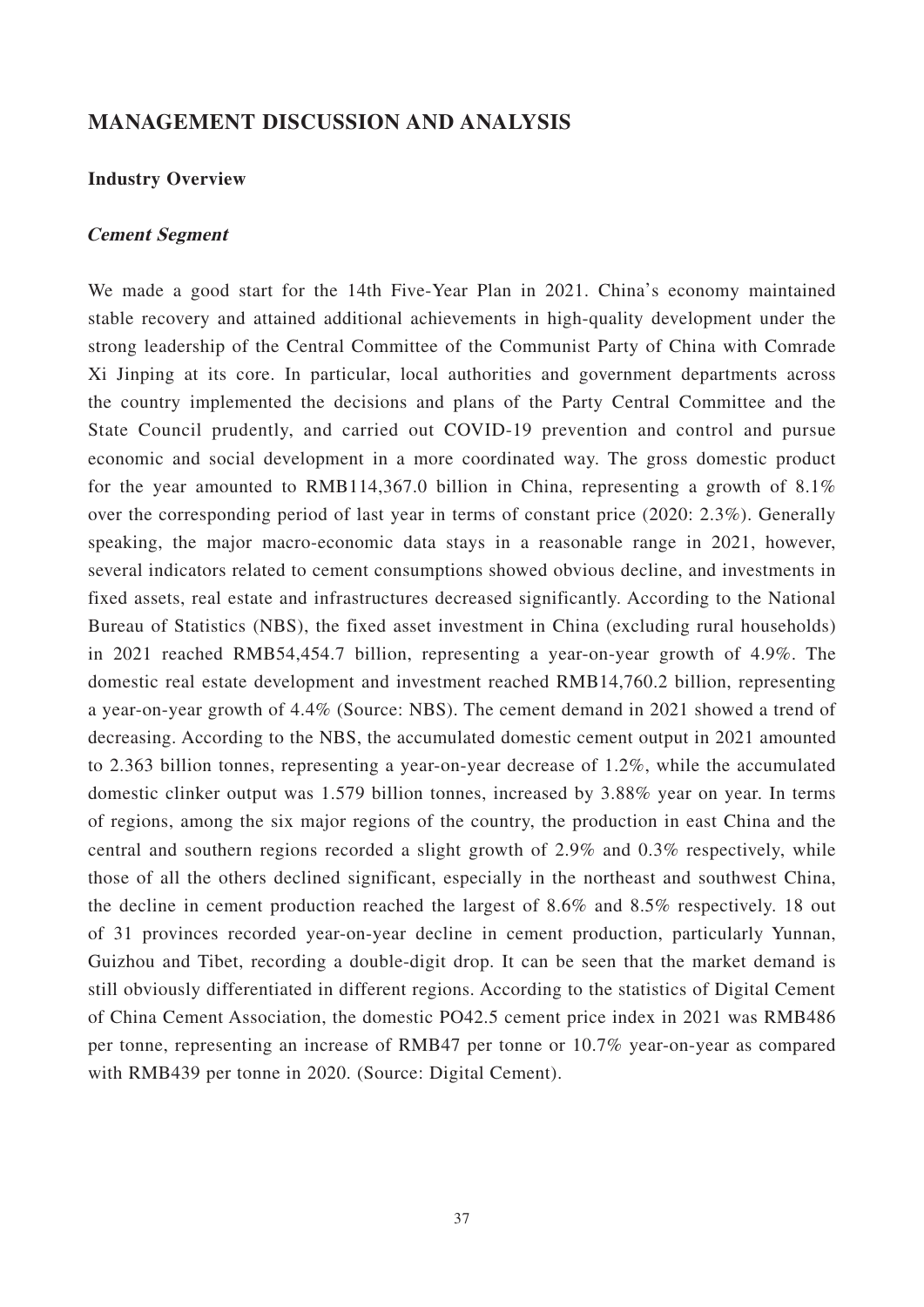## MANAGEMENT DISCUSSION AND ANALYSIS

### Industry Overview

#### *Cement Segment*

We made a good start for the 14th Five-Year Plan in 2021. China's economy maintained stable recovery and attained additional achievements in high-quality development under the strong leadership of the Central Committee of the Communist Party of China with Comrade Xi Jinping at its core. In particular, local authorities and government departments across the country implemented the decisions and plans of the Party Central Committee and the State Council prudently, and carried out COVID-19 prevention and control and pursue economic and social development in a more coordinated way. The gross domestic product for the year amounted to RMB114,367.0 billion in China, representing a growth of 8.1% over the corresponding period of last year in terms of constant price (2020: 2.3%). Generally speaking, the major macro-economic data stays in a reasonable range in 2021, however, several indicators related to cement consumptions showed obvious decline, and investments in fixed assets, real estate and infrastructures decreased significantly. According to the National Bureau of Statistics (NBS), the fixed asset investment in China (excluding rural households) in 2021 reached RMB54,454.7 billion, representing a year-on-year growth of 4.9%. The domestic real estate development and investment reached RMB14,760.2 billion, representing a year-on-year growth of 4.4% (Source: NBS). The cement demand in 2021 showed a trend of decreasing. According to the NBS, the accumulated domestic cement output in 2021 amounted to 2.363 billion tonnes, representing a year-on-year decrease of 1.2%, while the accumulated domestic clinker output was 1.579 billion tonnes, increased by 3.88% year on year. In terms of regions, among the six major regions of the country, the production in east China and the central and southern regions recorded a slight growth of 2.9% and 0.3% respectively, while those of all the others declined significant, especially in the northeast and southwest China, the decline in cement production reached the largest of 8.6% and 8.5% respectively. 18 out of 31 provinces recorded year-on-year decline in cement production, particularly Yunnan, Guizhou and Tibet, recording a double-digit drop. It can be seen that the market demand is still obviously differentiated in different regions. According to the statistics of Digital Cement of China Cement Association, the domestic PO42.5 cement price index in 2021 was RMB486 per tonne, representing an increase of RMB47 per tonne or 10.7% year-on-year as compared with RMB439 per tonne in 2020. (Source: Digital Cement).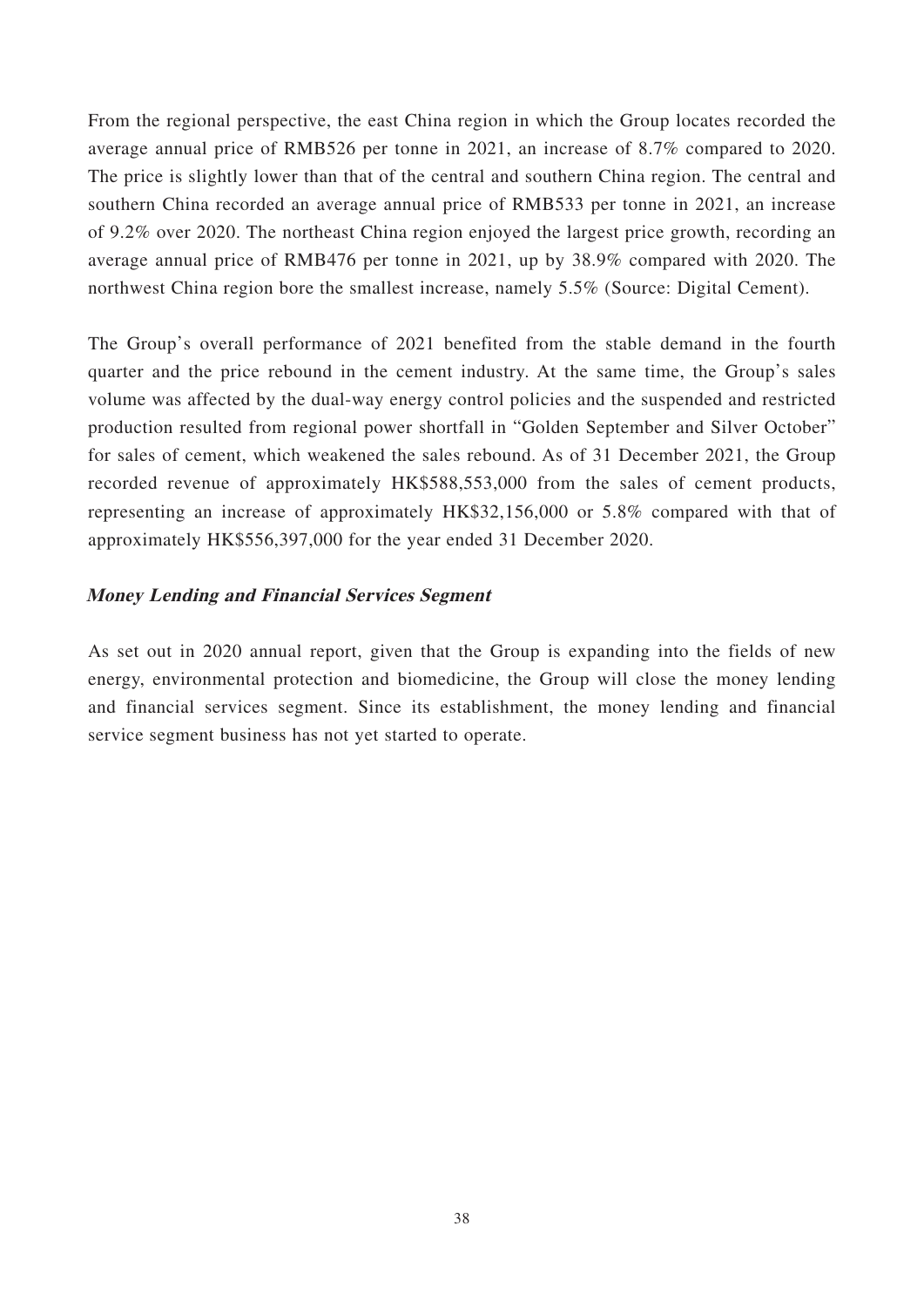From the regional perspective, the east China region in which the Group locates recorded the average annual price of RMB526 per tonne in 2021, an increase of 8.7% compared to 2020. The price is slightly lower than that of the central and southern China region. The central and southern China recorded an average annual price of RMB533 per tonne in 2021, an increase of 9.2% over 2020. The northeast China region enjoyed the largest price growth, recording an average annual price of RMB476 per tonne in 2021, up by 38.9% compared with 2020. The northwest China region bore the smallest increase, namely 5.5% (Source: Digital Cement).

The Group's overall performance of 2021 benefited from the stable demand in the fourth quarter and the price rebound in the cement industry. At the same time, the Group's sales volume was affected by the dual-way energy control policies and the suspended and restricted production resulted from regional power shortfall in "Golden September and Silver October" for sales of cement, which weakened the sales rebound. As of 31 December 2021, the Group recorded revenue of approximately HK$588,553,000 from the sales of cement products, representing an increase of approximately HK$32,156,000 or 5.8% compared with that of approximately HK$556,397,000 for the year ended 31 December 2020.

***Money Lending and Financial Services Segment***

As set out in 2020 annual report, given that the Group is expanding into the fields of new energy, environmental protection and biomedicine, the Group will close the money lending and financial services segment. Since its establishment, the money lending and financial service segment business has not yet started to operate.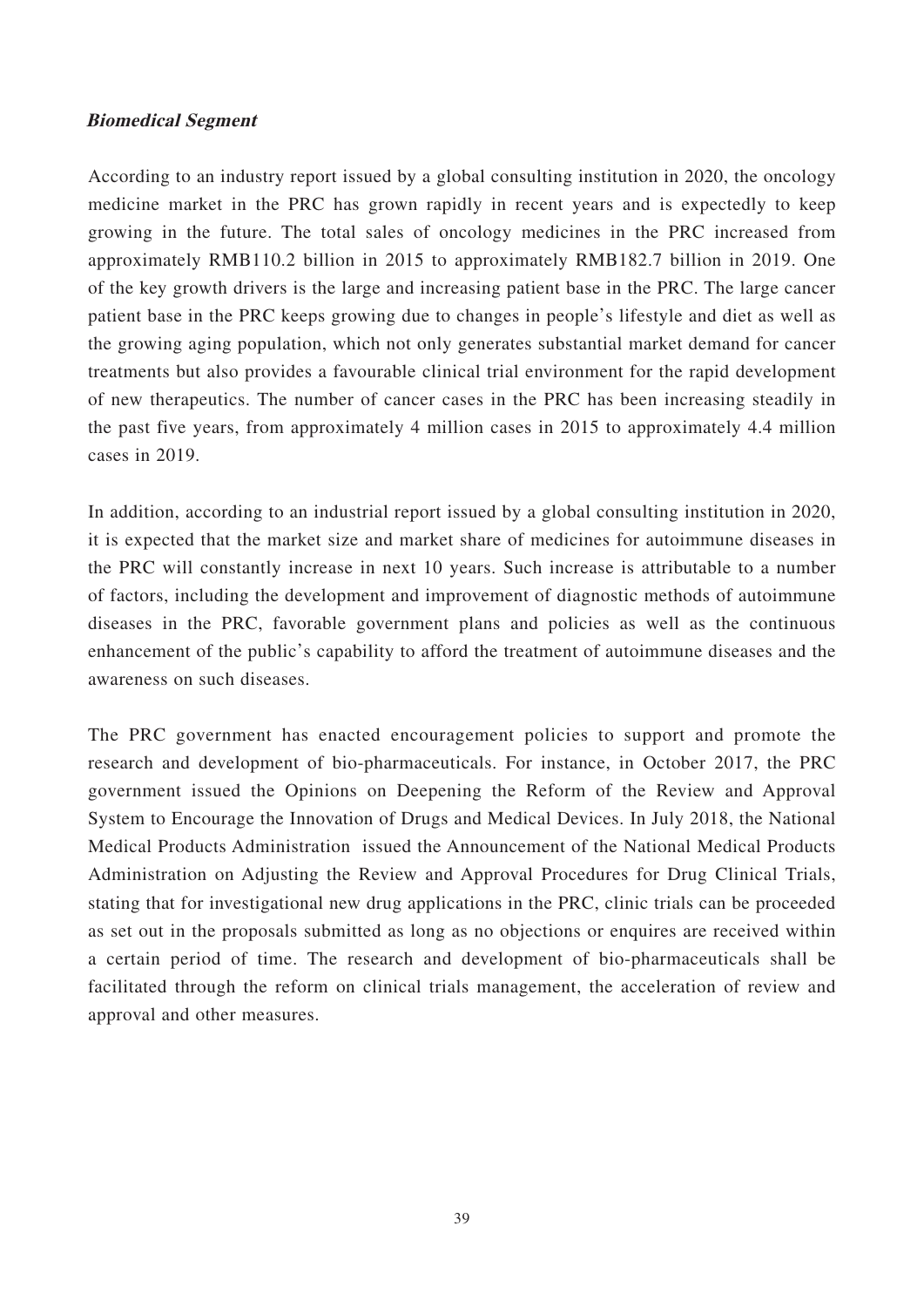***Biomedical Segment***

According to an industry report issued by a global consulting institution in 2020, the oncology medicine market in the PRC has grown rapidly in recent years and is expectedly to keep growing in the future. The total sales of oncology medicines in the PRC increased from approximately RMB110.2 billion in 2015 to approximately RMB182.7 billion in 2019. One of the key growth drivers is the large and increasing patient base in the PRC. The large cancer patient base in the PRC keeps growing due to changes in people's lifestyle and diet as well as the growing aging population, which not only generates substantial market demand for cancer treatments but also provides a favourable clinical trial environment for the rapid development of new therapeutics. The number of cancer cases in the PRC has been increasing steadily in the past five years, from approximately 4 million cases in 2015 to approximately 4.4 million cases in 2019.

In addition, according to an industrial report issued by a global consulting institution in 2020, it is expected that the market size and market share of medicines for autoimmune diseases in the PRC will constantly increase in next 10 years. Such increase is attributable to a number of factors, including the development and improvement of diagnostic methods of autoimmune diseases in the PRC, favorable government plans and policies as well as the continuous enhancement of the public's capability to afford the treatment of autoimmune diseases and the awareness on such diseases.

The PRC government has enacted encouragement policies to support and promote the research and development of bio-pharmaceuticals. For instance, in October 2017, the PRC government issued the Opinions on Deepening the Reform of the Review and Approval System to Encourage the Innovation of Drugs and Medical Devices. In July 2018, the National Medical Products Administration issued the Announcement of the National Medical Products Administration on Adjusting the Review and Approval Procedures for Drug Clinical Trials, stating that for investigational new drug applications in the PRC, clinic trials can be proceeded as set out in the proposals submitted as long as no objections or enquires are received within a certain period of time. The research and development of bio-pharmaceuticals shall be facilitated through the reform on clinical trials management, the acceleration of review and approval and other measures.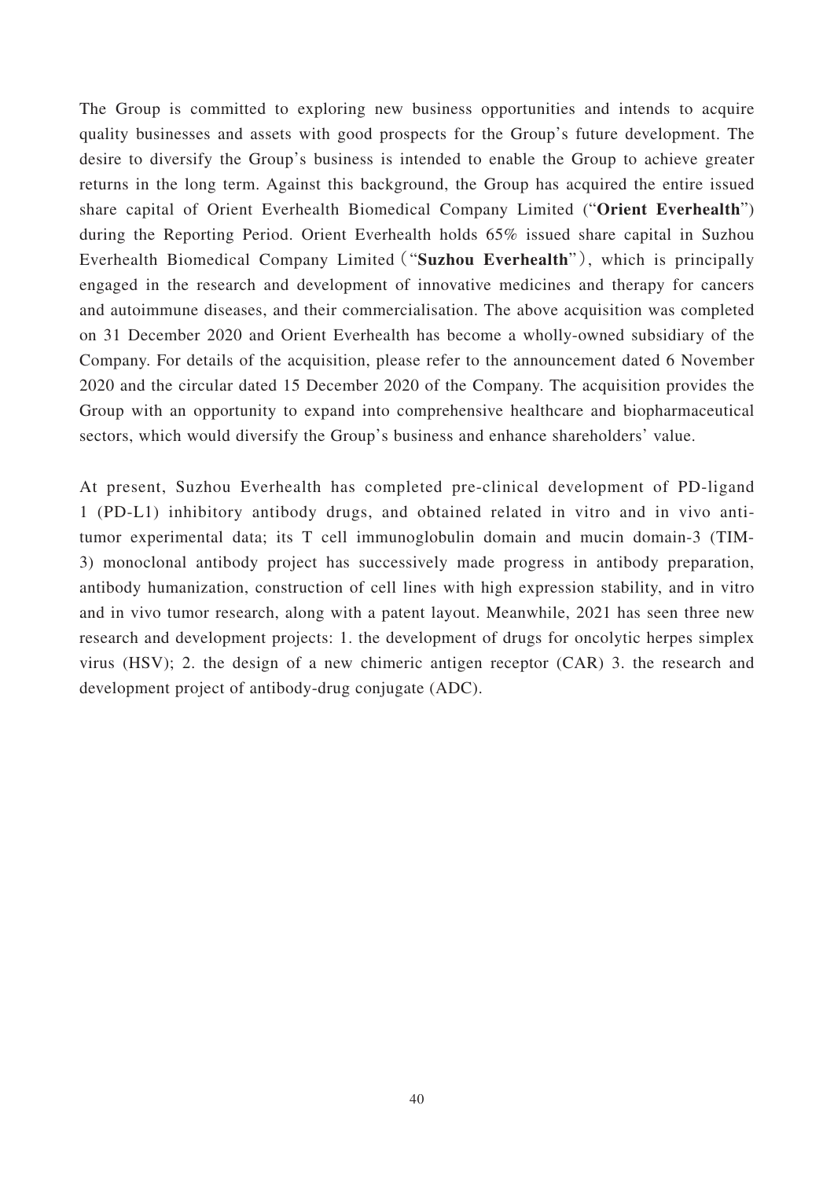The Group is committed to exploring new business opportunities and intends to acquire quality businesses and assets with good prospects for the Group's future development. The desire to diversify the Group's business is intended to enable the Group to achieve greater returns in the long term. Against this background, the Group has acquired the entire issued share capital of Orient Everhealth Biomedical Company Limited ("**Orient Everhealth**") during the Reporting Period. Orient Everhealth holds 65% issued share capital in Suzhou Everhealth Biomedical Company Limited（"**Suzhou Everhealth**"）, which is principally engaged in the research and development of innovative medicines and therapy for cancers and autoimmune diseases, and their commercialisation. The above acquisition was completed on 31 December 2020 and Orient Everhealth has become a wholly-owned subsidiary of the Company. For details of the acquisition, please refer to the announcement dated 6 November 2020 and the circular dated 15 December 2020 of the Company. The acquisition provides the Group with an opportunity to expand into comprehensive healthcare and biopharmaceutical sectors, which would diversify the Group's business and enhance shareholders' value.

At present, Suzhou Everhealth has completed pre-clinical development of PD-ligand 1 (PD-L1) inhibitory antibody drugs, and obtained related in vitro and in vivo anti-tumor experimental data; its T cell immunoglobulin domain and mucin domain-3 (TIM-3) monoclonal antibody project has successively made progress in antibody preparation, antibody humanization, construction of cell lines with high expression stability, and in vitro and in vivo tumor research, along with a patent layout. Meanwhile, 2021 has seen three new research and development projects: 1. the development of drugs for oncolytic herpes simplex virus (HSV); 2. the design of a new chimeric antigen receptor (CAR) 3. the research and development project of antibody-drug conjugate (ADC).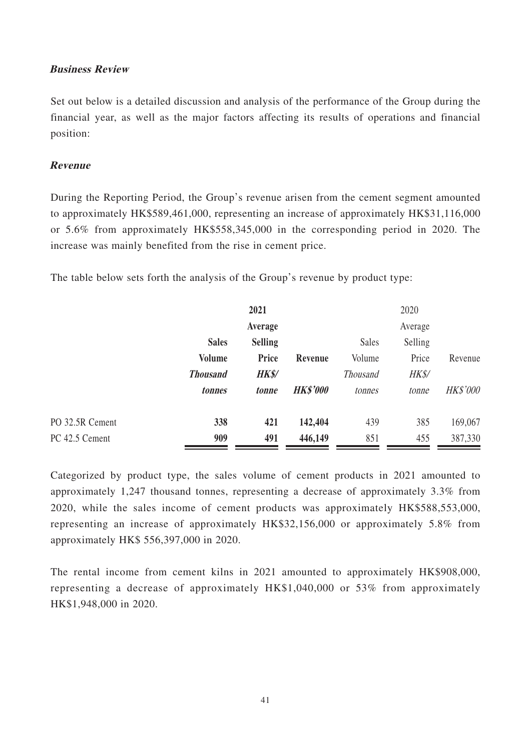***Business Review***

Set out below is a detailed discussion and analysis of the performance of the Group during the financial year, as well as the major factors affecting its results of operations and financial position:

***Revenue***

During the Reporting Period, the Group's revenue arisen from the cement segment amounted to approximately HK$589,461,000, representing an increase of approximately HK$31,116,000 or 5.6% from approximately HK$558,345,000 in the corresponding period in 2020. The increase was mainly benefited from the rise in cement price.

The table below sets forth the analysis of the Group's revenue by product type:

| | **2021** | | | 2020 | | |
|---|---|---|---|---|---|---|
| | **Sales Volume** | **Average Selling Price** | **Revenue** | Sales Volume | Average Selling Price | Revenue |
| | ***Thousand tonnes*** | ***HK$/ tonne*** | ***HK$'000*** | *Thousand tonnes* | *HK$/ tonne* | *HK$'000* |
| PO 32.5R Cement | **338** | **421** | **142,404** | 439 | 385 | 169,067 |
| PC 42.5 Cement | **909** | **491** | **446,149** | 851 | 455 | 387,330 |

Categorized by product type, the sales volume of cement products in 2021 amounted to approximately 1,247 thousand tonnes, representing a decrease of approximately 3.3% from 2020, while the sales income of cement products was approximately HK$588,553,000, representing an increase of approximately HK$32,156,000 or approximately 5.8% from approximately HK$ 556,397,000 in 2020.

The rental income from cement kilns in 2021 amounted to approximately HK$908,000, representing a decrease of approximately HK$1,040,000 or 53% from approximately HK$1,948,000 in 2020.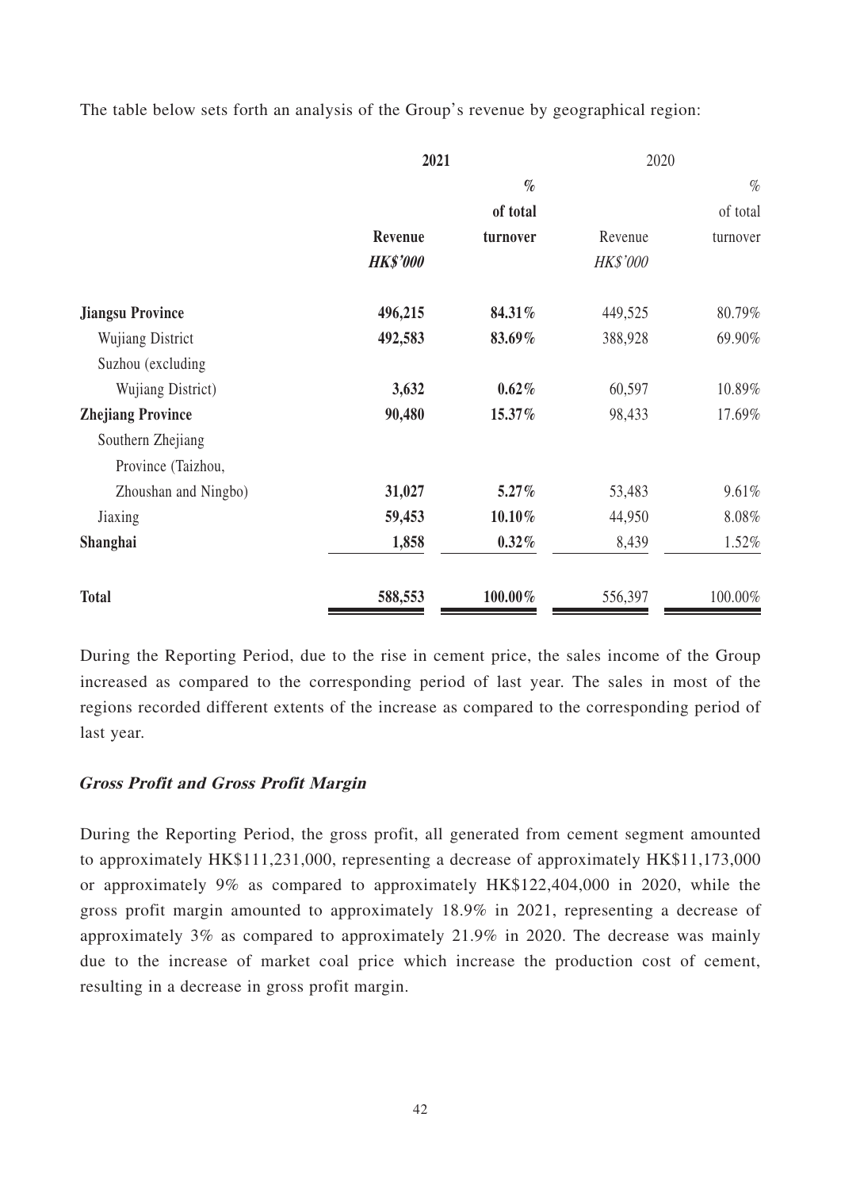The table below sets forth an analysis of the Group's revenue by geographical region:

| | **2021** | | 2020 | |
|---|---|---|---|---|
| | **Revenue** | **% of total turnover** | Revenue | % of total turnover |
| | ***HK$'000*** | | *HK$'000* | |
| **Jiangsu Province** | **496,215** | **84.31%** | 449,525 | 80.79% |
| Wujiang District | **492,583** | **83.69%** | 388,928 | 69.90% |
| Suzhou (excluding Wujiang District) | **3,632** | **0.62%** | 60,597 | 10.89% |
| **Zhejiang Province** | **90,480** | **15.37%** | 98,433 | 17.69% |
| Southern Zhejiang Province (Taizhou, Zhoushan and Ningbo) | **31,027** | **5.27%** | 53,483 | 9.61% |
| Jiaxing | **59,453** | **10.10%** | 44,950 | 8.08% |
| **Shanghai** | **1,858** | **0.32%** | 8,439 | 1.52% |
| **Total** | **588,553** | **100.00%** | 556,397 | 100.00% |

During the Reporting Period, due to the rise in cement price, the sales income of the Group increased as compared to the corresponding period of last year. The sales in most of the regions recorded different extents of the increase as compared to the corresponding period of last year.

***Gross Profit and Gross Profit Margin***

During the Reporting Period, the gross profit, all generated from cement segment amounted to approximately HK$111,231,000, representing a decrease of approximately HK$11,173,000 or approximately 9% as compared to approximately HK$122,404,000 in 2020, while the gross profit margin amounted to approximately 18.9% in 2021, representing a decrease of approximately 3% as compared to approximately 21.9% in 2020. The decrease was mainly due to the increase of market coal price which increase the production cost of cement, resulting in a decrease in gross profit margin.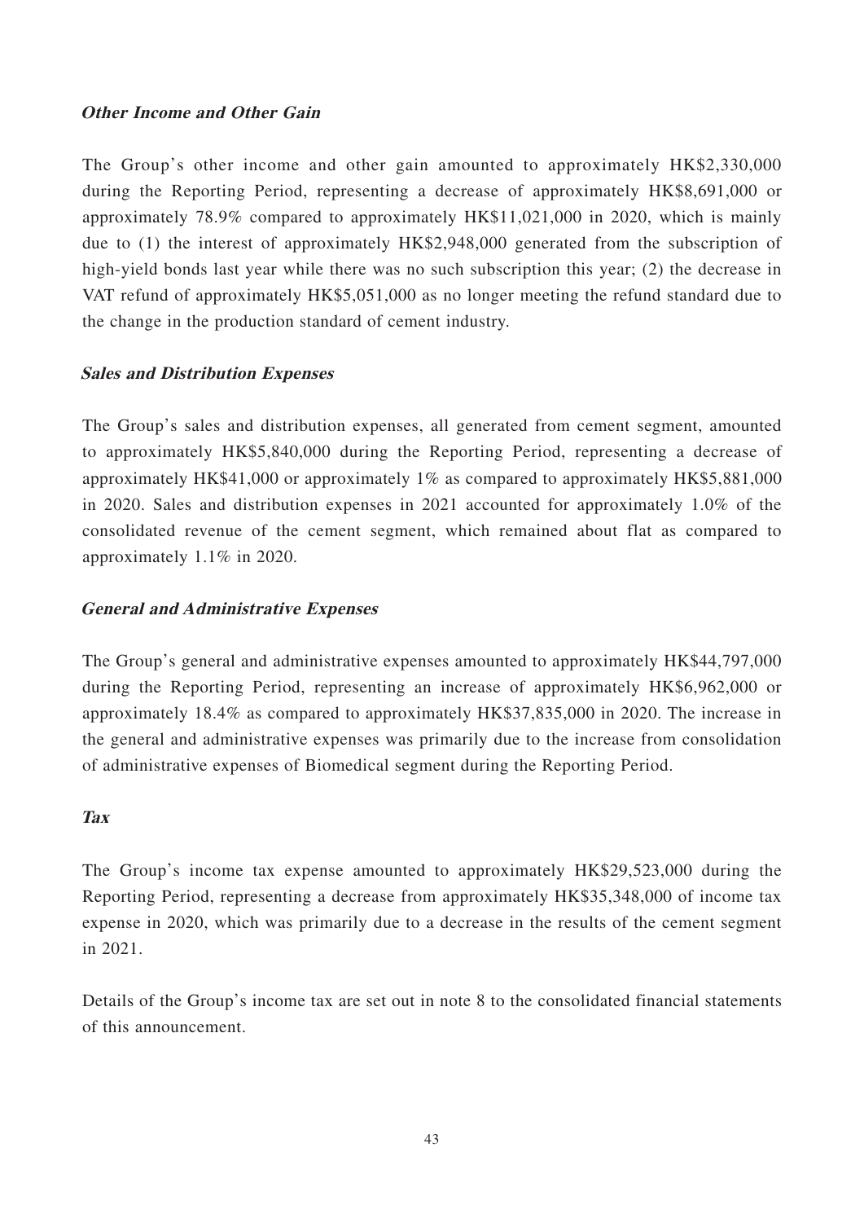***Other Income and Other Gain***

The Group's other income and other gain amounted to approximately HK$2,330,000 during the Reporting Period, representing a decrease of approximately HK$8,691,000 or approximately 78.9% compared to approximately HK$11,021,000 in 2020, which is mainly due to (1) the interest of approximately HK$2,948,000 generated from the subscription of high-yield bonds last year while there was no such subscription this year; (2) the decrease in VAT refund of approximately HK$5,051,000 as no longer meeting the refund standard due to the change in the production standard of cement industry.

***Sales and Distribution Expenses***

The Group's sales and distribution expenses, all generated from cement segment, amounted to approximately HK$5,840,000 during the Reporting Period, representing a decrease of approximately HK$41,000 or approximately 1% as compared to approximately HK$5,881,000 in 2020. Sales and distribution expenses in 2021 accounted for approximately 1.0% of the consolidated revenue of the cement segment, which remained about flat as compared to approximately 1.1% in 2020.

***General and Administrative Expenses***

The Group's general and administrative expenses amounted to approximately HK$44,797,000 during the Reporting Period, representing an increase of approximately HK$6,962,000 or approximately 18.4% as compared to approximately HK$37,835,000 in 2020. The increase in the general and administrative expenses was primarily due to the increase from consolidation of administrative expenses of Biomedical segment during the Reporting Period.

***Tax***

The Group's income tax expense amounted to approximately HK$29,523,000 during the Reporting Period, representing a decrease from approximately HK$35,348,000 of income tax expense in 2020, which was primarily due to a decrease in the results of the cement segment in 2021.

Details of the Group's income tax are set out in note 8 to the consolidated financial statements of this announcement.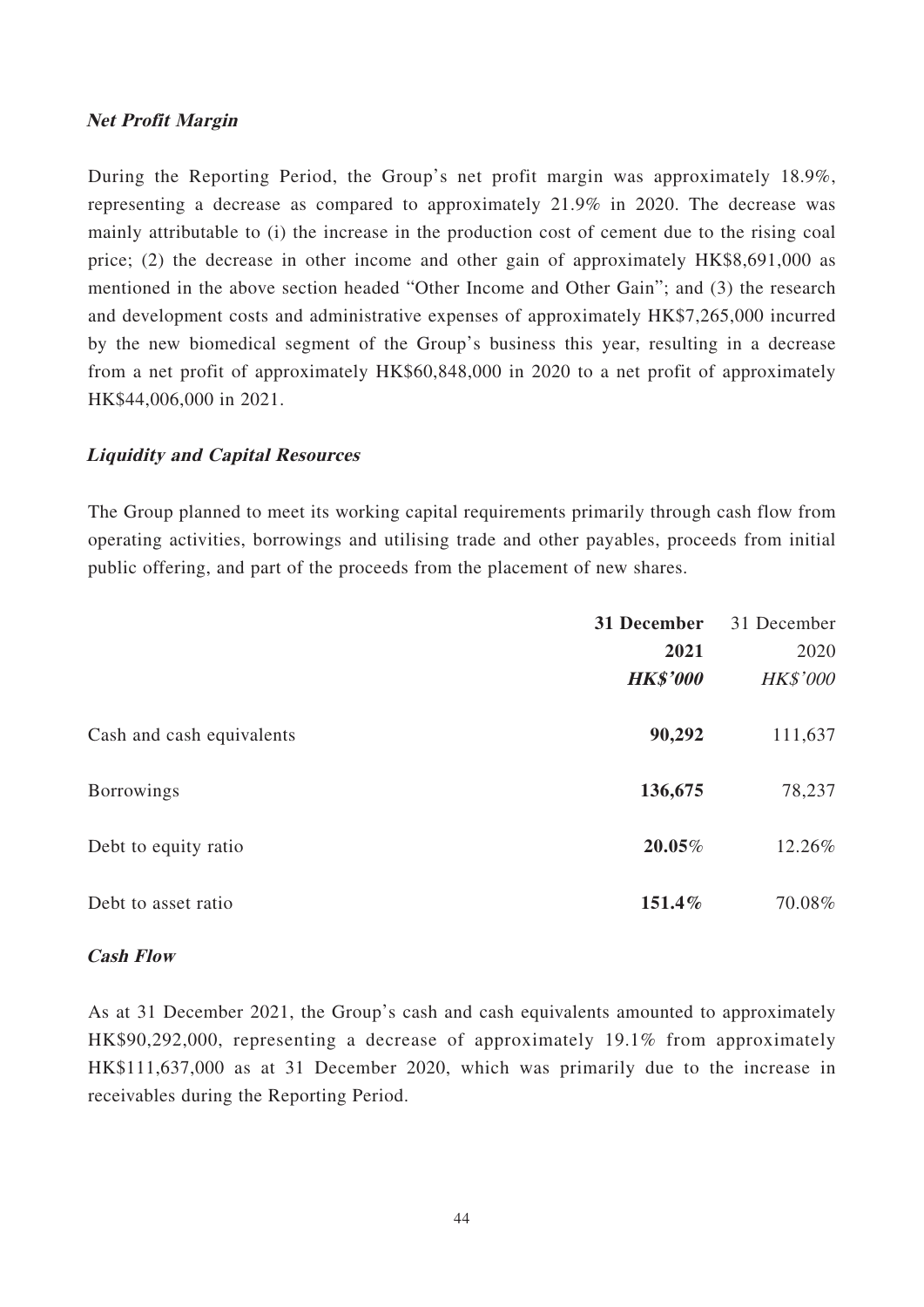### ***Net Profit Margin***

During the Reporting Period, the Group's net profit margin was approximately 18.9%, representing a decrease as compared to approximately 21.9% in 2020. The decrease was mainly attributable to (i) the increase in the production cost of cement due to the rising coal price; (2) the decrease in other income and other gain of approximately HK$8,691,000 as mentioned in the above section headed "Other Income and Other Gain"; and (3) the research and development costs and administrative expenses of approximately HK$7,265,000 incurred by the new biomedical segment of the Group's business this year, resulting in a decrease from a net profit of approximately HK$60,848,000 in 2020 to a net profit of approximately HK$44,006,000 in 2021.

### ***Liquidity and Capital Resources***

The Group planned to meet its working capital requirements primarily through cash flow from operating activities, borrowings and utilising trade and other payables, proceeds from initial public offering, and part of the proceeds from the placement of new shares.

| | **31 December 2021** | 31 December 2020 |
|---|---|---|
| | ***HK$'000*** | *HK$'000* |
| Cash and cash equivalents | **90,292** | 111,637 |
| Borrowings | **136,675** | 78,237 |
| Debt to equity ratio | **20.05%** | 12.26% |
| Debt to asset ratio | **151.4%** | 70.08% |

### ***Cash Flow***

As at 31 December 2021, the Group's cash and cash equivalents amounted to approximately HK$90,292,000, representing a decrease of approximately 19.1% from approximately HK$111,637,000 as at 31 December 2020, which was primarily due to the increase in receivables during the Reporting Period.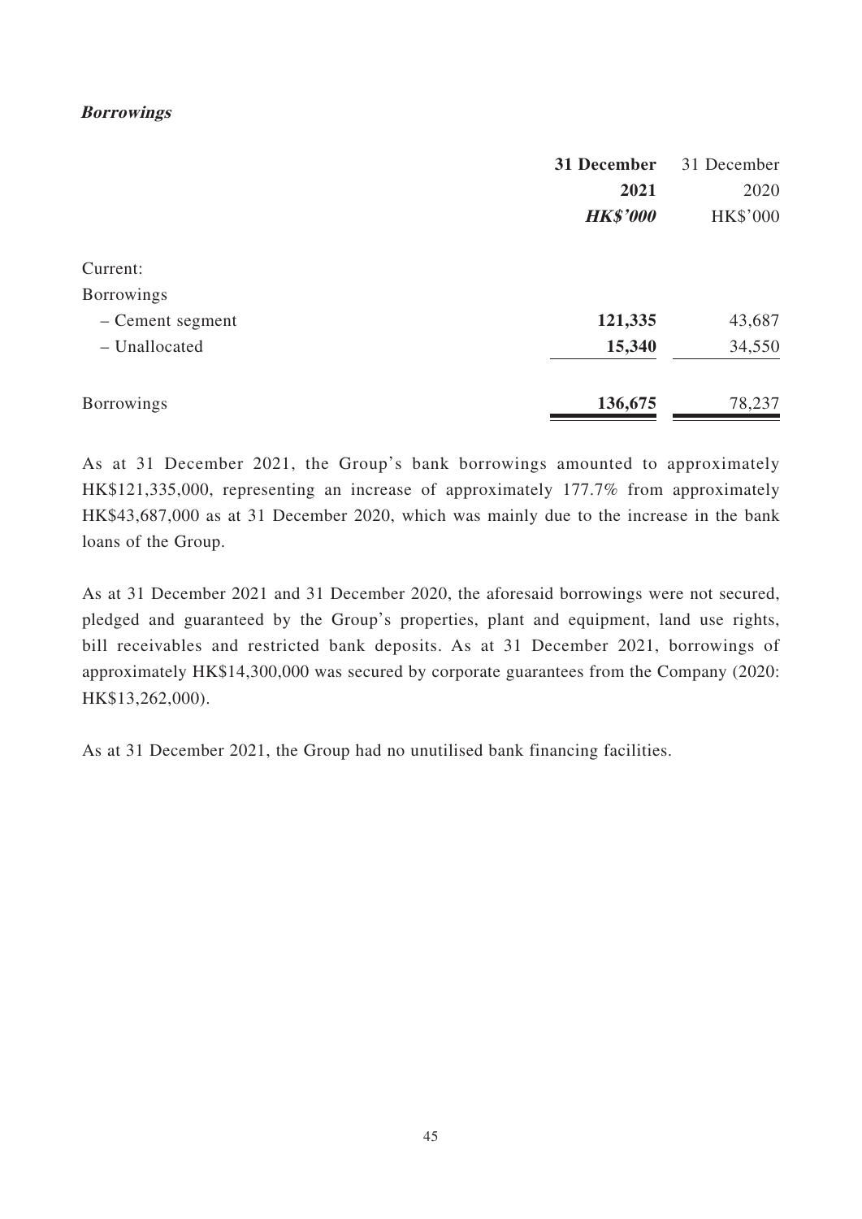***Borrowings***

| | **31 December 2021** | 31 December 2020 |
|---|---|---|
| | ***HK$'000*** | HK$'000 |
| Current: | | |
| Borrowings | | |
| – Cement segment | **121,335** | 43,687 |
| – Unallocated | **15,340** | 34,550 |
| Borrowings | **136,675** | 78,237 |

As at 31 December 2021, the Group's bank borrowings amounted to approximately HK$121,335,000, representing an increase of approximately 177.7% from approximately HK$43,687,000 as at 31 December 2020, which was mainly due to the increase in the bank loans of the Group.

As at 31 December 2021 and 31 December 2020, the aforesaid borrowings were not secured, pledged and guaranteed by the Group's properties, plant and equipment, land use rights, bill receivables and restricted bank deposits. As at 31 December 2021, borrowings of approximately HK$14,300,000 was secured by corporate guarantees from the Company (2020: HK$13,262,000).

As at 31 December 2021, the Group had no unutilised bank financing facilities.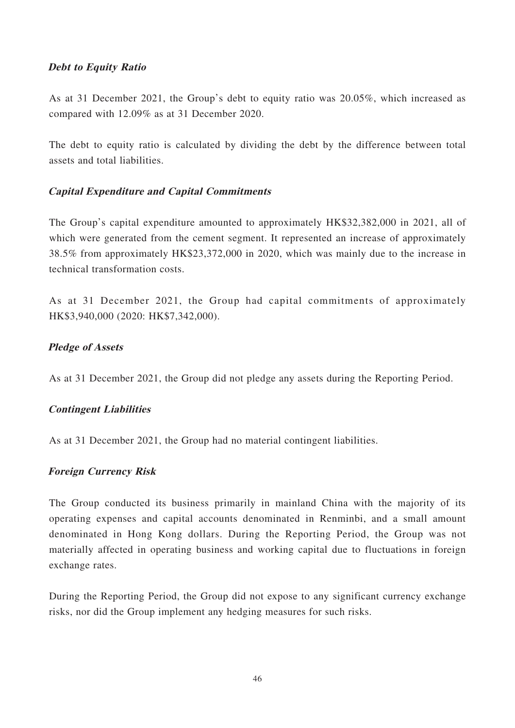### ***Debt to Equity Ratio***

As at 31 December 2021, the Group's debt to equity ratio was 20.05%, which increased as compared with 12.09% as at 31 December 2020.

The debt to equity ratio is calculated by dividing the debt by the difference between total assets and total liabilities.

### ***Capital Expenditure and Capital Commitments***

The Group's capital expenditure amounted to approximately HK$32,382,000 in 2021, all of which were generated from the cement segment. It represented an increase of approximately 38.5% from approximately HK$23,372,000 in 2020, which was mainly due to the increase in technical transformation costs.

As at 31 December 2021, the Group had capital commitments of approximately HK$3,940,000 (2020: HK$7,342,000).

### ***Pledge of Assets***

As at 31 December 2021, the Group did not pledge any assets during the Reporting Period.

### ***Contingent Liabilities***

As at 31 December 2021, the Group had no material contingent liabilities.

### ***Foreign Currency Risk***

The Group conducted its business primarily in mainland China with the majority of its operating expenses and capital accounts denominated in Renminbi, and a small amount denominated in Hong Kong dollars. During the Reporting Period, the Group was not materially affected in operating business and working capital due to fluctuations in foreign exchange rates.

During the Reporting Period, the Group did not expose to any significant currency exchange risks, nor did the Group implement any hedging measures for such risks.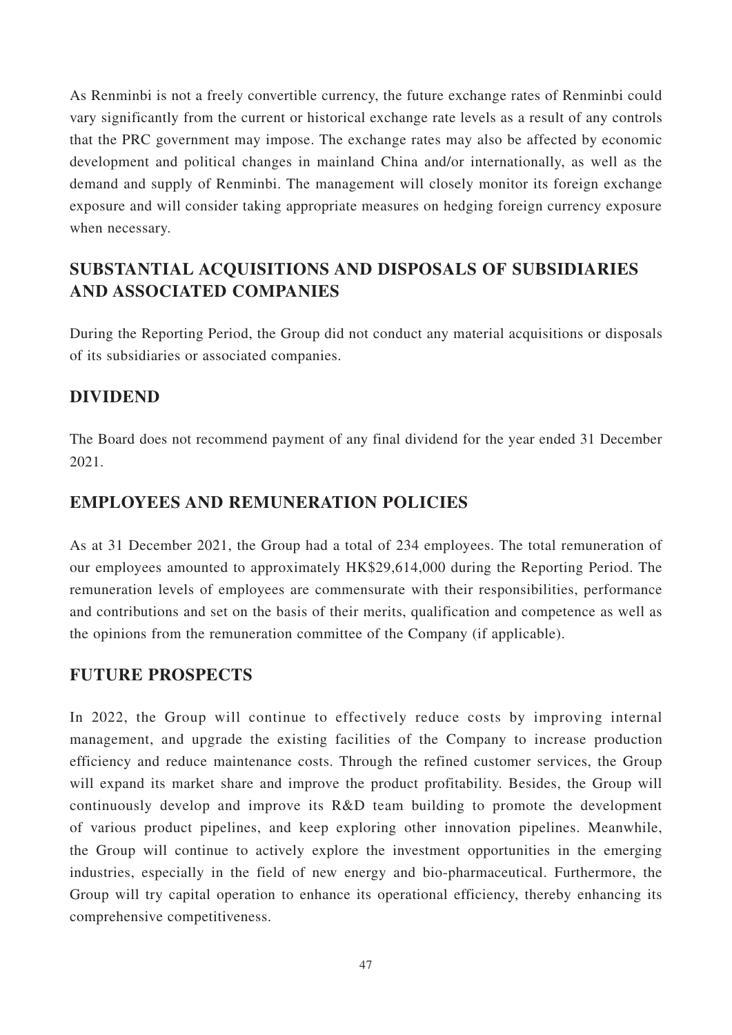As Renminbi is not a freely convertible currency, the future exchange rates of Renminbi could vary significantly from the current or historical exchange rate levels as a result of any controls that the PRC government may impose. The exchange rates may also be affected by economic development and political changes in mainland China and/or internationally, as well as the demand and supply of Renminbi. The management will closely monitor its foreign exchange exposure and will consider taking appropriate measures on hedging foreign currency exposure when necessary.

## SUBSTANTIAL ACQUISITIONS AND DISPOSALS OF SUBSIDIARIES AND ASSOCIATED COMPANIES

During the Reporting Period, the Group did not conduct any material acquisitions or disposals of its subsidiaries or associated companies.

## DIVIDEND

The Board does not recommend payment of any final dividend for the year ended 31 December 2021.

## EMPLOYEES AND REMUNERATION POLICIES

As at 31 December 2021, the Group had a total of 234 employees. The total remuneration of our employees amounted to approximately HK$29,614,000 during the Reporting Period. The remuneration levels of employees are commensurate with their responsibilities, performance and contributions and set on the basis of their merits, qualification and competence as well as the opinions from the remuneration committee of the Company (if applicable).

## FUTURE PROSPECTS

In 2022, the Group will continue to effectively reduce costs by improving internal management, and upgrade the existing facilities of the Company to increase production efficiency and reduce maintenance costs. Through the refined customer services, the Group will expand its market share and improve the product profitability. Besides, the Group will continuously develop and improve its R&D team building to promote the development of various product pipelines, and keep exploring other innovation pipelines. Meanwhile, the Group will continue to actively explore the investment opportunities in the emerging industries, especially in the field of new energy and bio-pharmaceutical. Furthermore, the Group will try capital operation to enhance its operational efficiency, thereby enhancing its comprehensive competitiveness.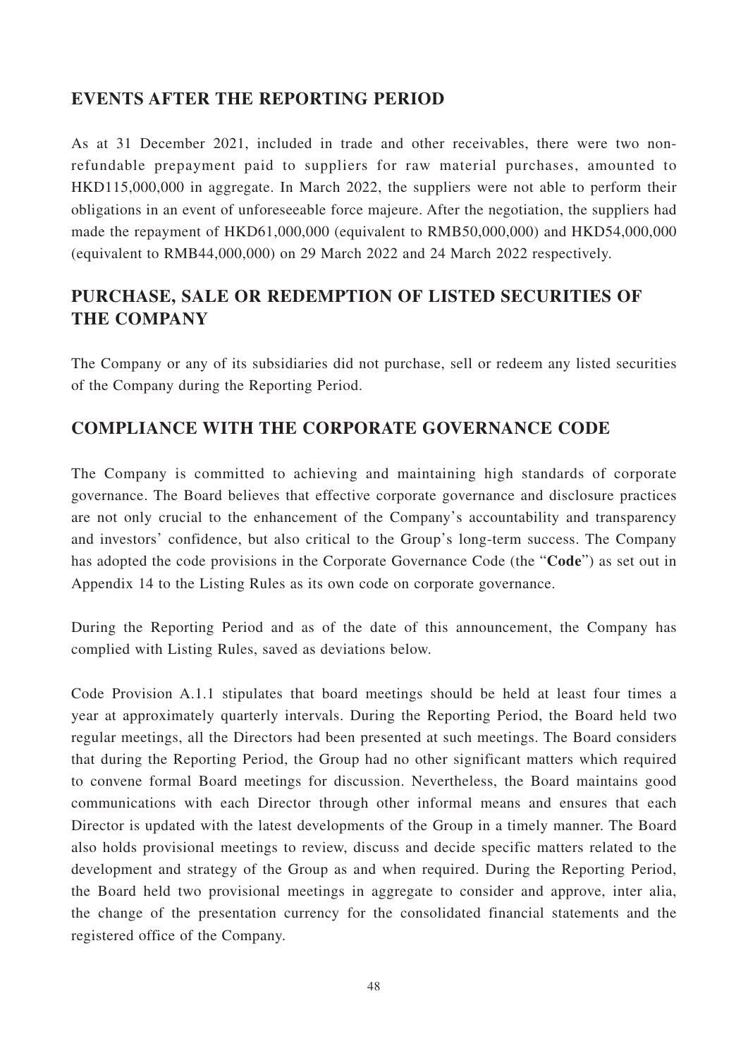## EVENTS AFTER THE REPORTING PERIOD

As at 31 December 2021, included in trade and other receivables, there were two non-refundable prepayment paid to suppliers for raw material purchases, amounted to HKD115,000,000 in aggregate. In March 2022, the suppliers were not able to perform their obligations in an event of unforeseeable force majeure. After the negotiation, the suppliers had made the repayment of HKD61,000,000 (equivalent to RMB50,000,000) and HKD54,000,000 (equivalent to RMB44,000,000) on 29 March 2022 and 24 March 2022 respectively.

## PURCHASE, SALE OR REDEMPTION OF LISTED SECURITIES OF THE COMPANY

The Company or any of its subsidiaries did not purchase, sell or redeem any listed securities of the Company during the Reporting Period.

## COMPLIANCE WITH THE CORPORATE GOVERNANCE CODE

The Company is committed to achieving and maintaining high standards of corporate governance. The Board believes that effective corporate governance and disclosure practices are not only crucial to the enhancement of the Company's accountability and transparency and investors' confidence, but also critical to the Group's long-term success. The Company has adopted the code provisions in the Corporate Governance Code (the "**Code**") as set out in Appendix 14 to the Listing Rules as its own code on corporate governance.

During the Reporting Period and as of the date of this announcement, the Company has complied with Listing Rules, saved as deviations below.

Code Provision A.1.1 stipulates that board meetings should be held at least four times a year at approximately quarterly intervals. During the Reporting Period, the Board held two regular meetings, all the Directors had been presented at such meetings. The Board considers that during the Reporting Period, the Group had no other significant matters which required to convene formal Board meetings for discussion. Nevertheless, the Board maintains good communications with each Director through other informal means and ensures that each Director is updated with the latest developments of the Group in a timely manner. The Board also holds provisional meetings to review, discuss and decide specific matters related to the development and strategy of the Group as and when required. During the Reporting Period, the Board held two provisional meetings in aggregate to consider and approve, inter alia, the change of the presentation currency for the consolidated financial statements and the registered office of the Company.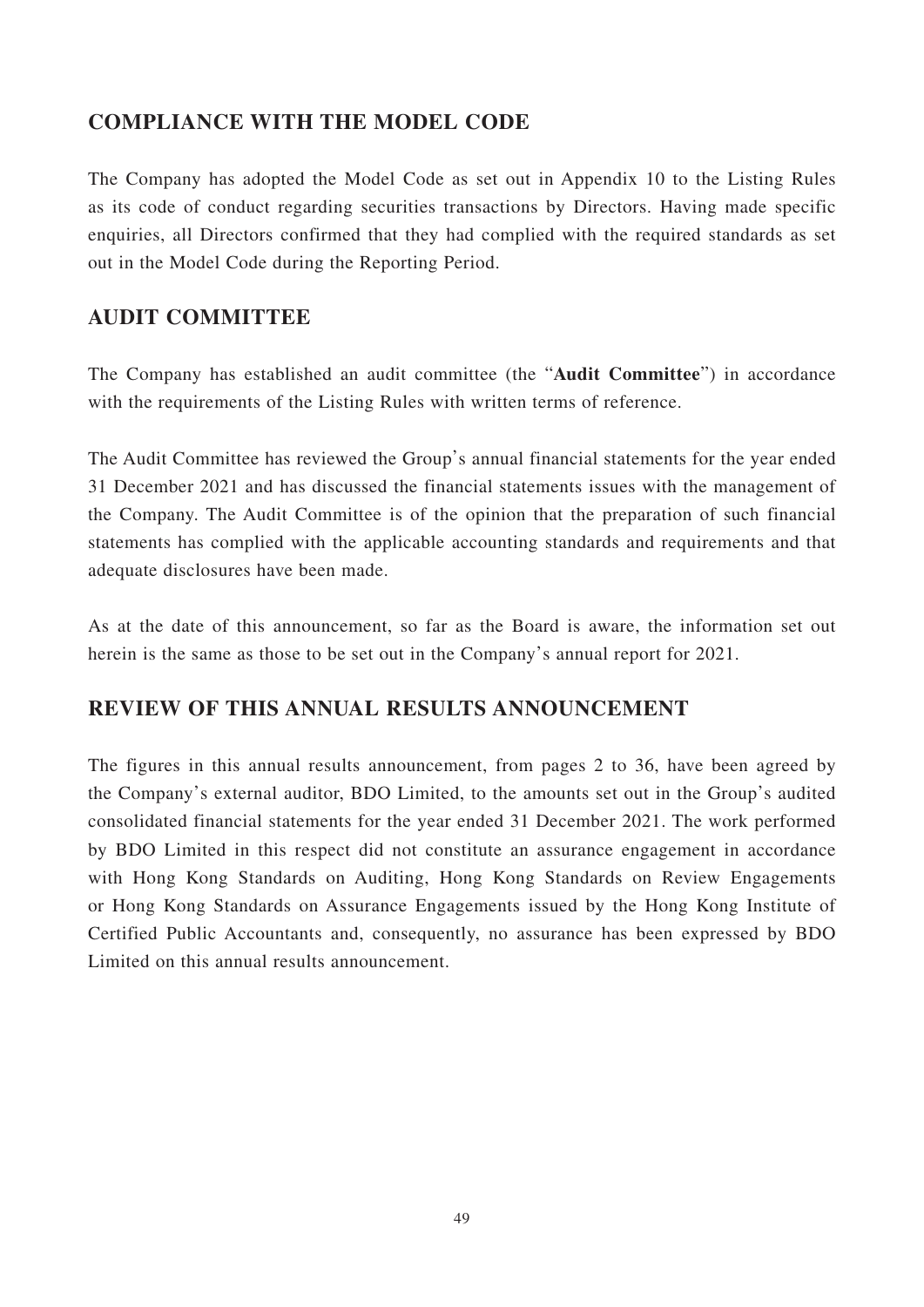## COMPLIANCE WITH THE MODEL CODE

The Company has adopted the Model Code as set out in Appendix 10 to the Listing Rules as its code of conduct regarding securities transactions by Directors. Having made specific enquiries, all Directors confirmed that they had complied with the required standards as set out in the Model Code during the Reporting Period.

## AUDIT COMMITTEE

The Company has established an audit committee (the "**Audit Committee**") in accordance with the requirements of the Listing Rules with written terms of reference.

The Audit Committee has reviewed the Group's annual financial statements for the year ended 31 December 2021 and has discussed the financial statements issues with the management of the Company. The Audit Committee is of the opinion that the preparation of such financial statements has complied with the applicable accounting standards and requirements and that adequate disclosures have been made.

As at the date of this announcement, so far as the Board is aware, the information set out herein is the same as those to be set out in the Company's annual report for 2021.

## REVIEW OF THIS ANNUAL RESULTS ANNOUNCEMENT

The figures in this annual results announcement, from pages 2 to 36, have been agreed by the Company's external auditor, BDO Limited, to the amounts set out in the Group's audited consolidated financial statements for the year ended 31 December 2021. The work performed by BDO Limited in this respect did not constitute an assurance engagement in accordance with Hong Kong Standards on Auditing, Hong Kong Standards on Review Engagements or Hong Kong Standards on Assurance Engagements issued by the Hong Kong Institute of Certified Public Accountants and, consequently, no assurance has been expressed by BDO Limited on this annual results announcement.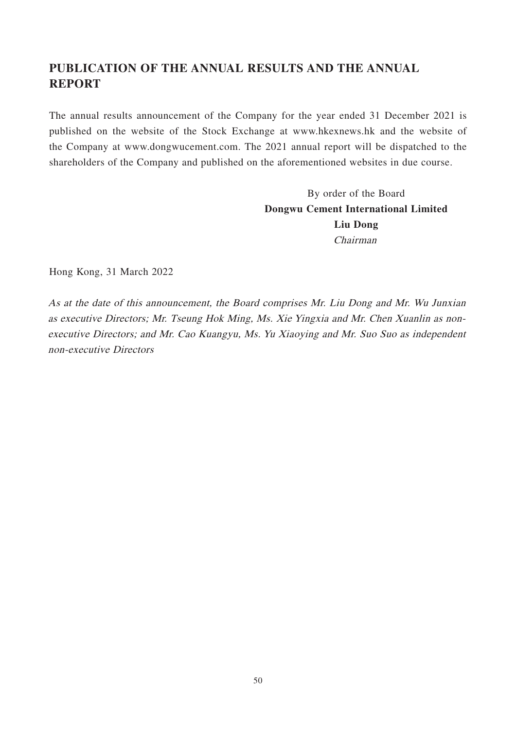## PUBLICATION OF THE ANNUAL RESULTS AND THE ANNUAL REPORT

The annual results announcement of the Company for the year ended 31 December 2021 is published on the website of the Stock Exchange at www.hkexnews.hk and the website of the Company at www.dongwucement.com. The 2021 annual report will be dispatched to the shareholders of the Company and published on the aforementioned websites in due course.

By order of the Board
**Dongwu Cement International Limited**
**Liu Dong**
*Chairman*

Hong Kong, 31 March 2022

*As at the date of this announcement, the Board comprises Mr. Liu Dong and Mr. Wu Junxian as executive Directors; Mr. Tseung Hok Ming, Ms. Xie Yingxia and Mr. Chen Xuanlin as non-executive Directors; and Mr. Cao Kuangyu, Ms. Yu Xiaoying and Mr. Suo Suo as independent non-executive Directors*